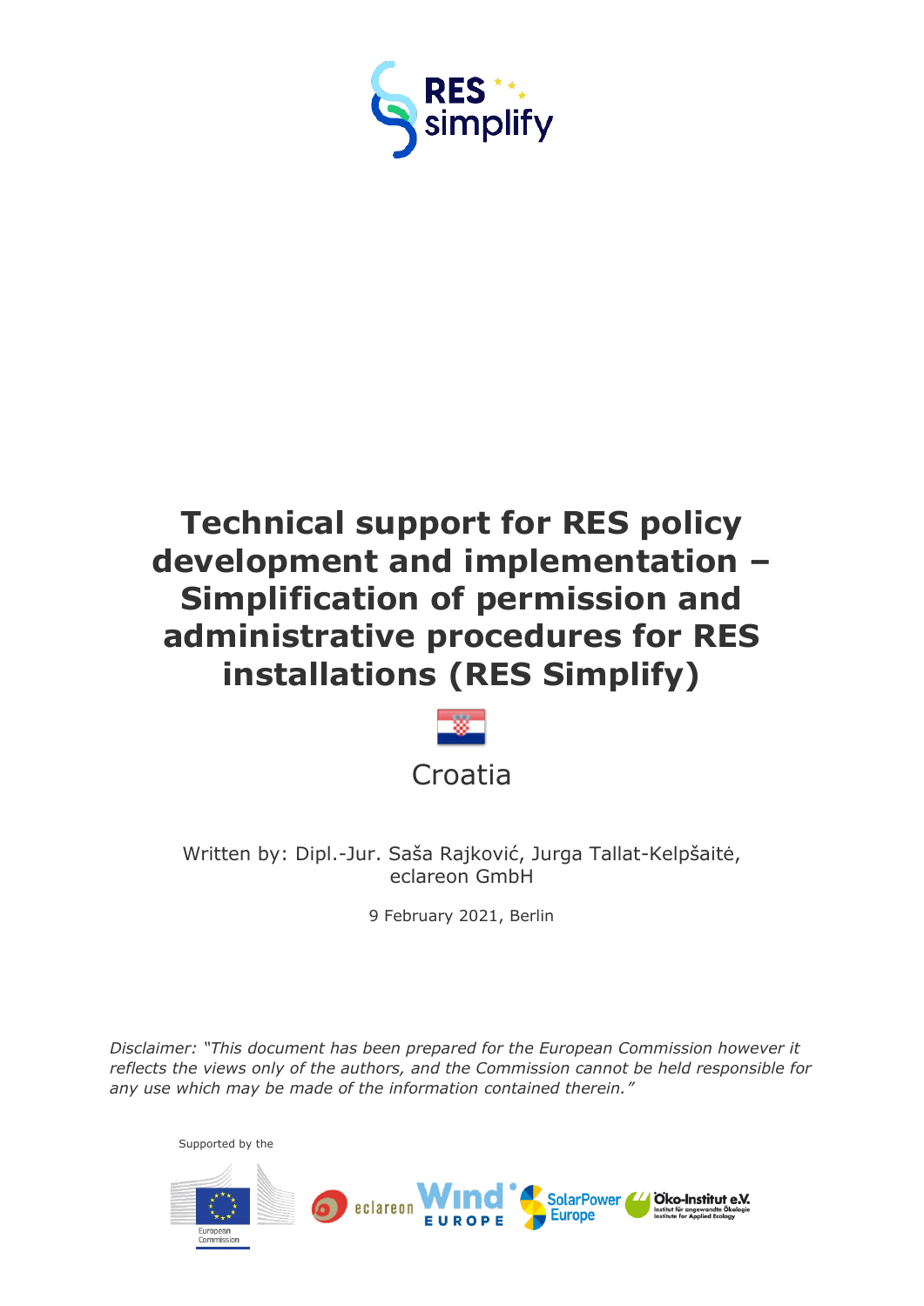# Technical support for RES policy development and implementation – Simplification of permission and administrative procedures for RES installations (RES Simplify)

Croatia

Written by: Dipl.-Jur. Saša Rajković, Jurga Tallat-Kelpšaitė, eclareon GmbH

9 February 2021, Berlin

*Disclaimer: "This document has been prepared for the European Commission however it reflects the views only of the authors, and the Commission cannot be held responsible for any use which may be made of the information contained therein."*

Supported by the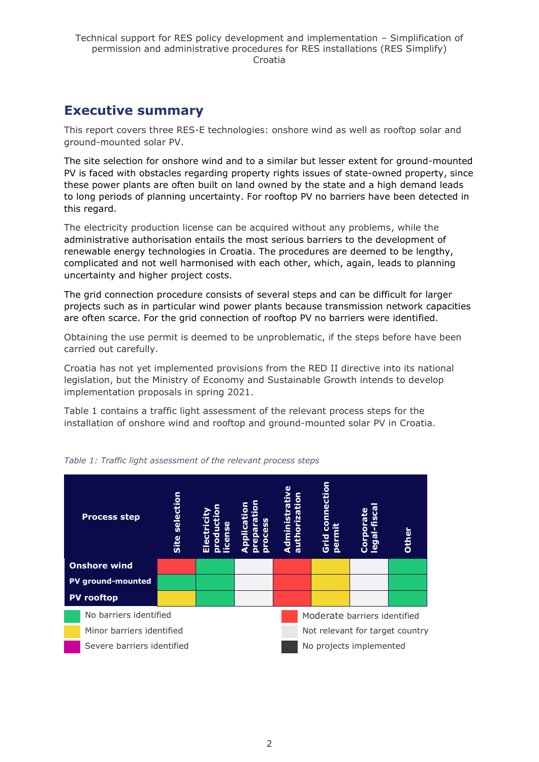# Executive summary

This report covers three RES-E technologies: onshore wind as well as rooftop solar and ground-mounted solar PV.

The site selection for onshore wind and to a similar but lesser extent for ground-mounted PV is faced with obstacles regarding property rights issues of state-owned property, since these power plants are often built on land owned by the state and a high demand leads to long periods of planning uncertainty. For rooftop PV no barriers have been detected in this regard.

The electricity production license can be acquired without any problems, while the administrative authorisation entails the most serious barriers to the development of renewable energy technologies in Croatia. The procedures are deemed to be lengthy, complicated and not well harmonised with each other, which, again, leads to planning uncertainty and higher project costs.

The grid connection procedure consists of several steps and can be difficult for larger projects such as in particular wind power plants because transmission network capacities are often scarce. For the grid connection of rooftop PV no barriers were identified.

Obtaining the use permit is deemed to be unproblematic, if the steps before have been carried out carefully.

Croatia has not yet implemented provisions from the RED II directive into its national legislation, but the Ministry of Economy and Sustainable Growth intends to develop implementation proposals in spring 2021.

Table 1 contains a traffic light assessment of the relevant process steps for the installation of onshore wind and rooftop and ground-mounted solar PV in Croatia.

*Table 1: Traffic light assessment of the relevant process steps*

| Process step | Site selection | Electricity production license | Application preparation process | Administrative authorization | Grid connection permit | Corporate legal-fiscal | Other |
|---|---|---|---|---|---|---|---|
| **Onshore wind** | Moderate barriers identified (red) | No barriers identified (green) | Not relevant for target country (grey) | Moderate barriers identified (red) | Minor barriers identified (yellow) | Not relevant for target country (grey) | No barriers identified (green) |
| **PV ground-mounted** | No barriers identified (green) | No barriers identified (green) | Not relevant for target country (grey) | Moderate barriers identified (red) | Minor barriers identified (yellow) | Not relevant for target country (grey) | No barriers identified (green) |
| **PV rooftop** | Minor barriers identified (yellow) | No barriers identified (green) | Not relevant for target country (grey) | Moderate barriers identified (red) | Minor barriers identified (yellow) | Not relevant for target country (grey) | No barriers identified (green) |

Legend:

- Green: No barriers identified
- Yellow: Minor barriers identified
- Magenta: Severe barriers identified
- Red: Moderate barriers identified
- Light grey: Not relevant for target country
- Dark grey: No projects implemented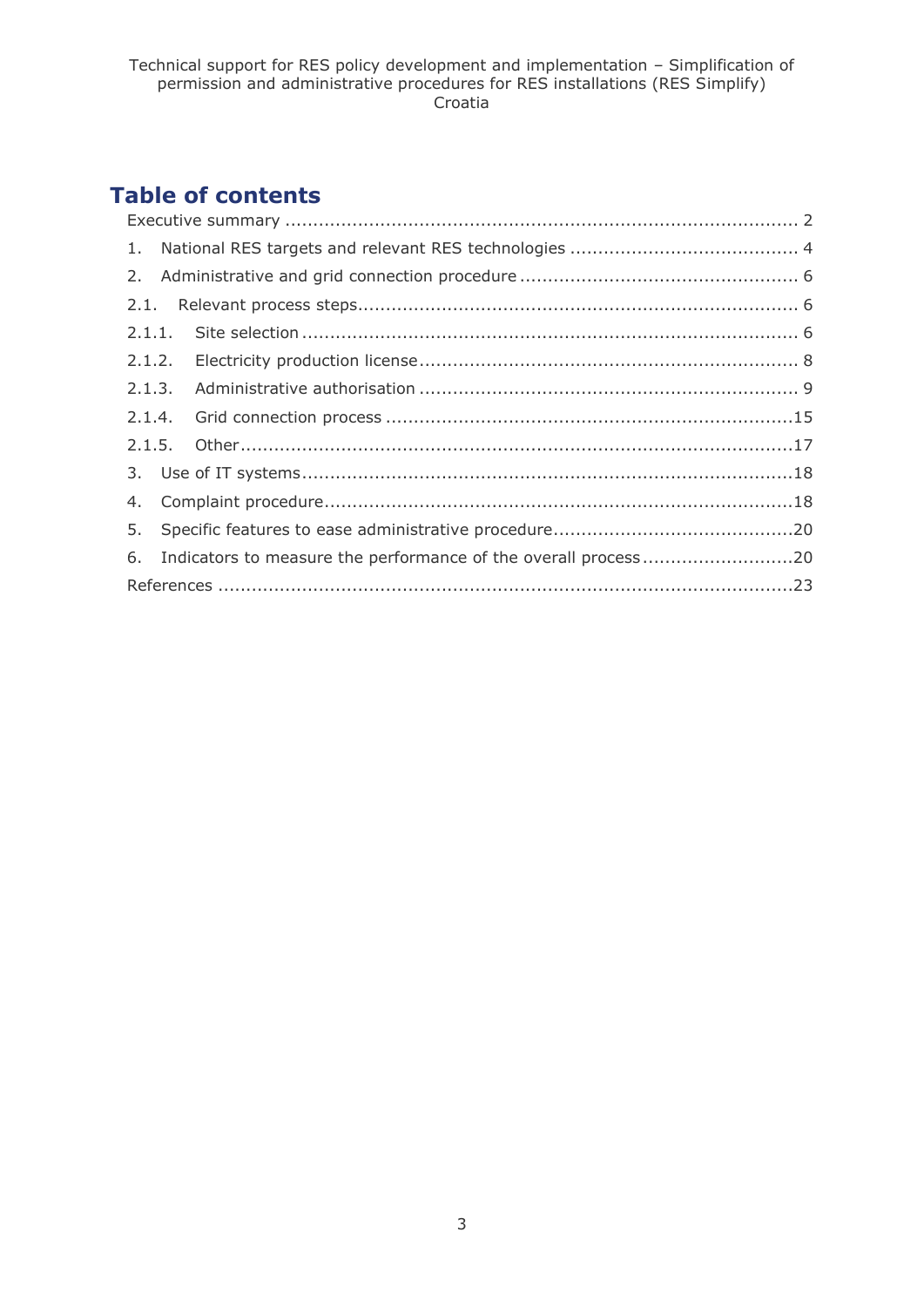## Table of contents

Executive summary .......................................................................................... 2

1. National RES targets and relevant RES technologies ......................................... 4
2. Administrative and grid connection procedure .................................................. 6

2.1. Relevant process steps.............................................................................. 6

2.1.1. Site selection ......................................................................................... 6

2.1.2. Electricity production license.................................................................... 8

2.1.3. Administrative authorisation .................................................................... 9

2.1.4. Grid connection process .........................................................................15

2.1.5. Other....................................................................................................17

3. Use of IT systems.........................................................................................18
4. Complaint procedure.....................................................................................18
5. Specific features to ease administrative procedure...........................................20
6. Indicators to measure the performance of the overall process ...........................20

References .......................................................................................................23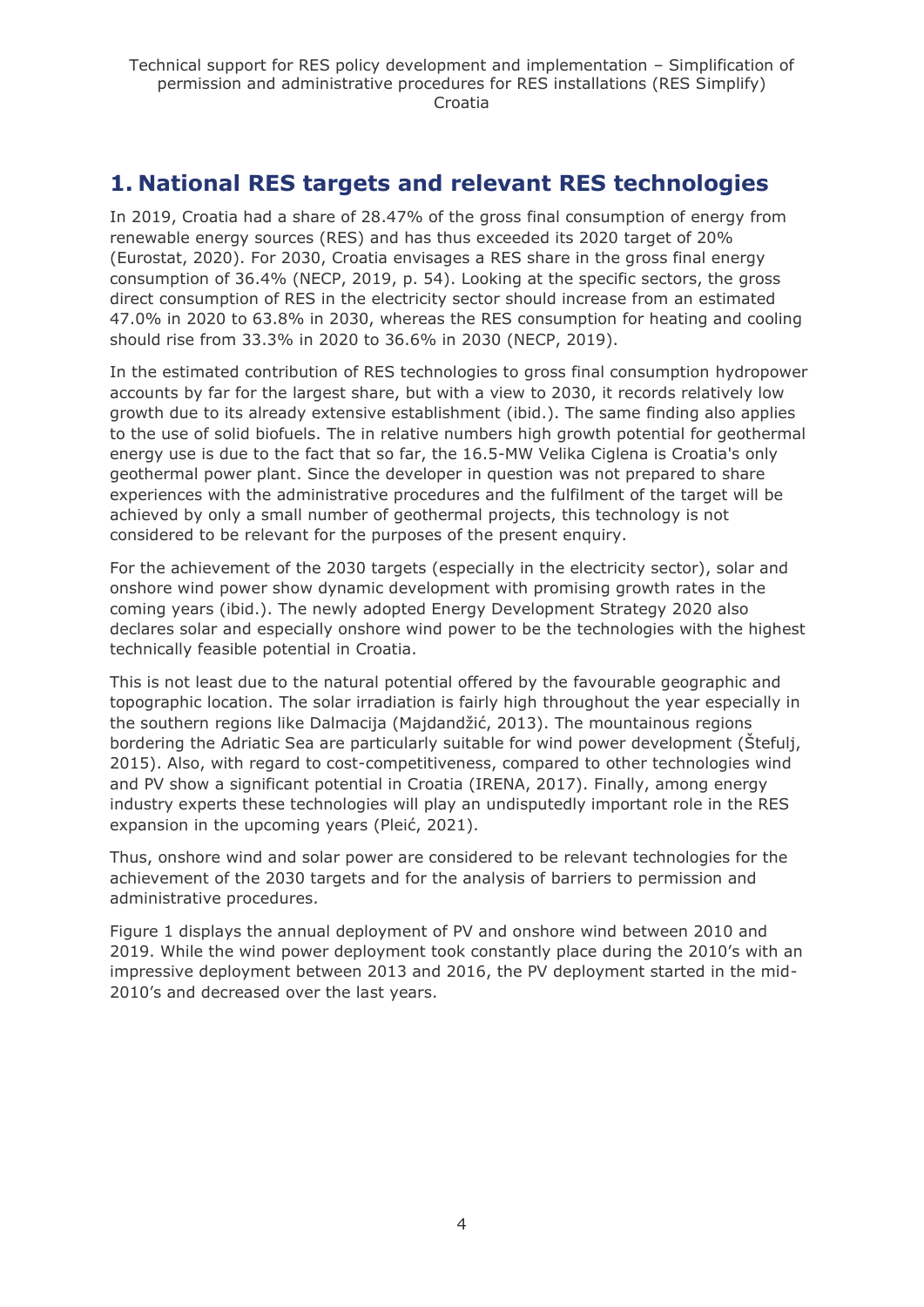# 1. National RES targets and relevant RES technologies

In 2019, Croatia had a share of 28.47% of the gross final consumption of energy from renewable energy sources (RES) and has thus exceeded its 2020 target of 20% (Eurostat, 2020). For 2030, Croatia envisages a RES share in the gross final energy consumption of 36.4% (NECP, 2019, p. 54). Looking at the specific sectors, the gross direct consumption of RES in the electricity sector should increase from an estimated 47.0% in 2020 to 63.8% in 2030, whereas the RES consumption for heating and cooling should rise from 33.3% in 2020 to 36.6% in 2030 (NECP, 2019).

In the estimated contribution of RES technologies to gross final consumption hydropower accounts by far for the largest share, but with a view to 2030, it records relatively low growth due to its already extensive establishment (ibid.). The same finding also applies to the use of solid biofuels. The in relative numbers high growth potential for geothermal energy use is due to the fact that so far, the 16.5-MW Velika Ciglena is Croatia's only geothermal power plant. Since the developer in question was not prepared to share experiences with the administrative procedures and the fulfilment of the target will be achieved by only a small number of geothermal projects, this technology is not considered to be relevant for the purposes of the present enquiry.

For the achievement of the 2030 targets (especially in the electricity sector), solar and onshore wind power show dynamic development with promising growth rates in the coming years (ibid.). The newly adopted Energy Development Strategy 2020 also declares solar and especially onshore wind power to be the technologies with the highest technically feasible potential in Croatia.

This is not least due to the natural potential offered by the favourable geographic and topographic location. The solar irradiation is fairly high throughout the year especially in the southern regions like Dalmacija (Majdandžić, 2013). The mountainous regions bordering the Adriatic Sea are particularly suitable for wind power development (Štefulj, 2015). Also, with regard to cost-competitiveness, compared to other technologies wind and PV show a significant potential in Croatia (IRENA, 2017). Finally, among energy industry experts these technologies will play an undisputedly important role in the RES expansion in the upcoming years (Pleić, 2021).

Thus, onshore wind and solar power are considered to be relevant technologies for the achievement of the 2030 targets and for the analysis of barriers to permission and administrative procedures.

Figure 1 displays the annual deployment of PV and onshore wind between 2010 and 2019. While the wind power deployment took constantly place during the 2010's with an impressive deployment between 2013 and 2016, the PV deployment started in the mid-2010's and decreased over the last years.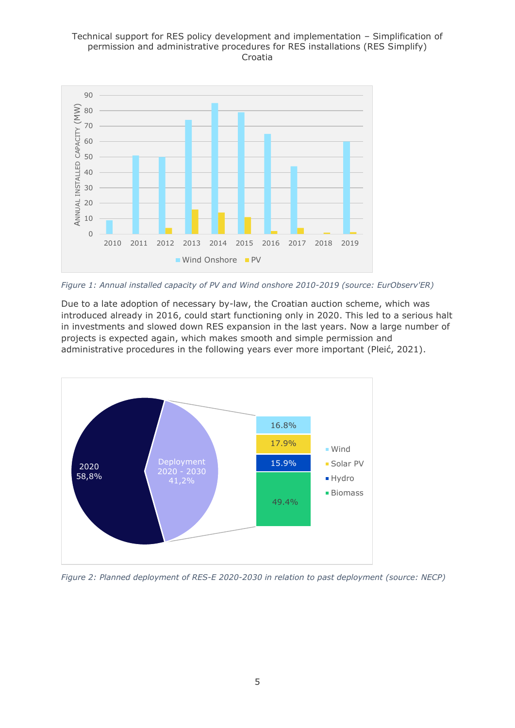*Figure 1: Annual installed capacity of PV and Wind onshore 2010-2019 (source: EurObserv'ER)*

Due to a late adoption of necessary by-law, the Croatian auction scheme, which was introduced already in 2016, could start functioning only in 2020. This led to a serious halt in investments and slowed down RES expansion in the last years. Now a large number of projects is expected again, which makes smooth and simple permission and administrative procedures in the following years ever more important (Pleić, 2021).

*Figure 2: Planned deployment of RES-E 2020-2030 in relation to past deployment (source: NECP)*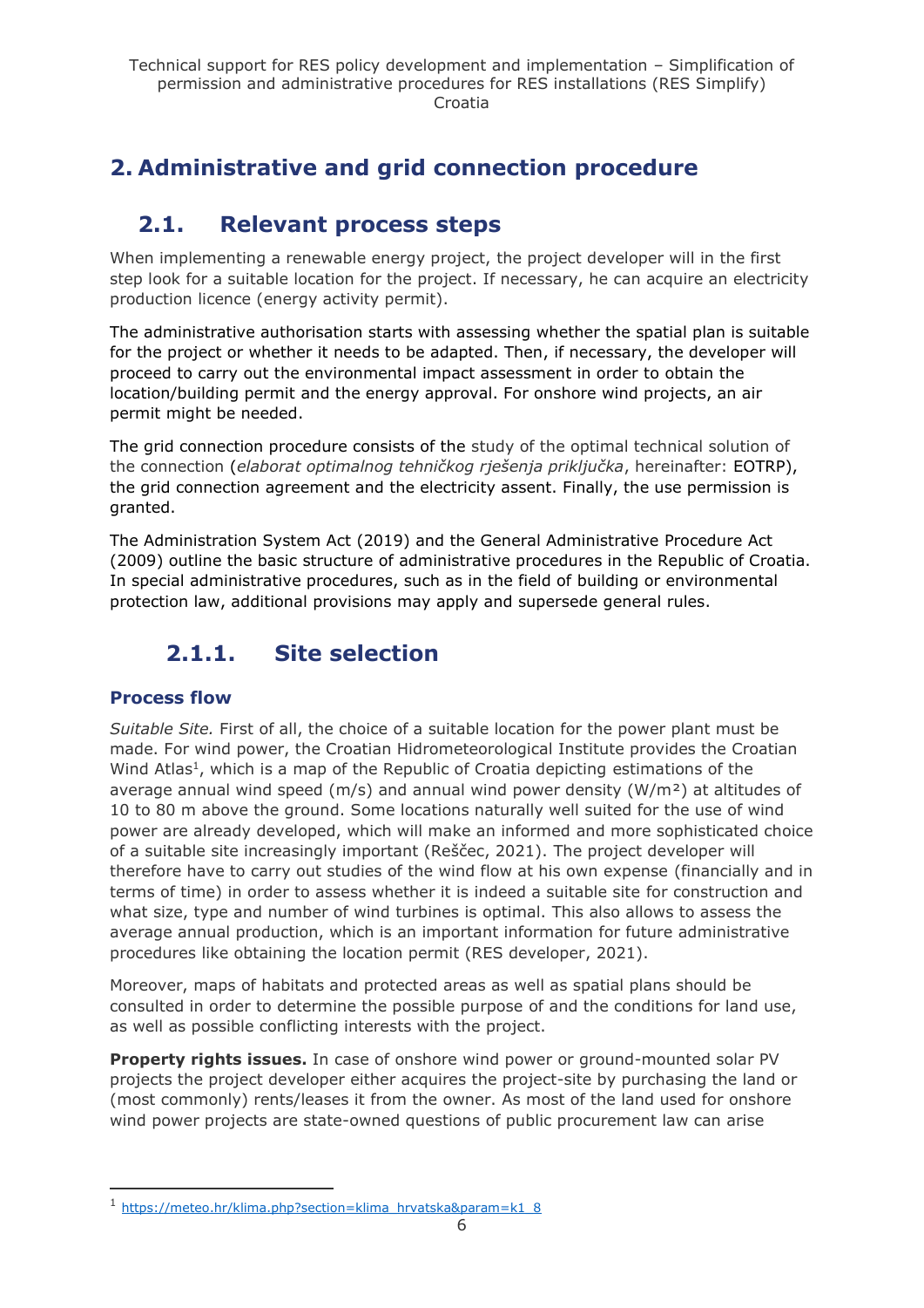# 2. Administrative and grid connection procedure

## 2.1. Relevant process steps

When implementing a renewable energy project, the project developer will in the first step look for a suitable location for the project. If necessary, he can acquire an electricity production licence (energy activity permit).

The administrative authorisation starts with assessing whether the spatial plan is suitable for the project or whether it needs to be adapted. Then, if necessary, the developer will proceed to carry out the environmental impact assessment in order to obtain the location/building permit and the energy approval. For onshore wind projects, an air permit might be needed.

The grid connection procedure consists of the study of the optimal technical solution of the connection (*elaborat optimalnog tehničkog rješenja priključka*, hereinafter: EOTRP), the grid connection agreement and the electricity assent. Finally, the use permission is granted.

The Administration System Act (2019) and the General Administrative Procedure Act (2009) outline the basic structure of administrative procedures in the Republic of Croatia. In special administrative procedures, such as in the field of building or environmental protection law, additional provisions may apply and supersede general rules.

### 2.1.1. Site selection

#### Process flow

*Suitable Site.* First of all, the choice of a suitable location for the power plant must be made. For wind power, the Croatian Hidrometeorological Institute provides the Croatian Wind Atlas[1], which is a map of the Republic of Croatia depicting estimations of the average annual wind speed (m/s) and annual wind power density (W/m²) at altitudes of 10 to 80 m above the ground. Some locations naturally well suited for the use of wind power are already developed, which will make an informed and more sophisticated choice of a suitable site increasingly important (Reščec, 2021). The project developer will therefore have to carry out studies of the wind flow at his own expense (financially and in terms of time) in order to assess whether it is indeed a suitable site for construction and what size, type and number of wind turbines is optimal. This also allows to assess the average annual production, which is an important information for future administrative procedures like obtaining the location permit (RES developer, 2021).

Moreover, maps of habitats and protected areas as well as spatial plans should be consulted in order to determine the possible purpose of and the conditions for land use, as well as possible conflicting interests with the project.

**Property rights issues.** In case of onshore wind power or ground-mounted solar PV projects the project developer either acquires the project-site by purchasing the land or (most commonly) rents/leases it from the owner. As most of the land used for onshore wind power projects are state-owned questions of public procurement law can arise

[1] https://meteo.hr/klima.php?section=klima_hrvatska&param=k1_8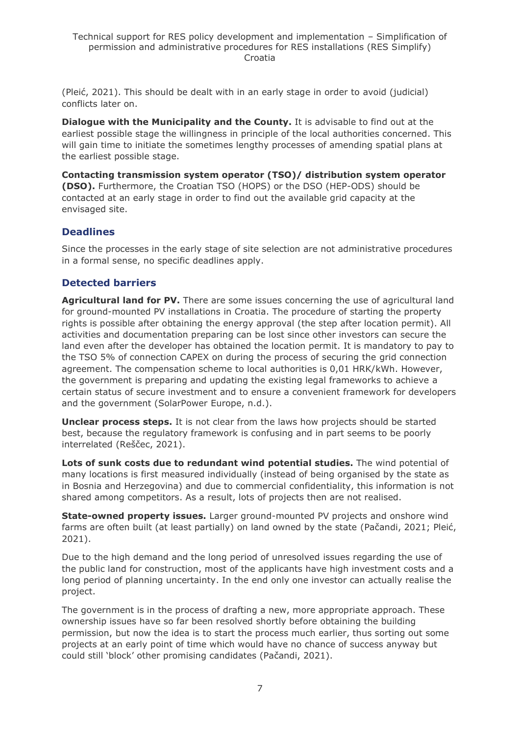(Pleić, 2021). This should be dealt with in an early stage in order to avoid (judicial) conflicts later on.

**Dialogue with the Municipality and the County.** It is advisable to find out at the earliest possible stage the willingness in principle of the local authorities concerned. This will gain time to initiate the sometimes lengthy processes of amending spatial plans at the earliest possible stage.

**Contacting transmission system operator (TSO)/ distribution system operator (DSO).** Furthermore, the Croatian TSO (HOPS) or the DSO (HEP-ODS) should be contacted at an early stage in order to find out the available grid capacity at the envisaged site.

### Deadlines

Since the processes in the early stage of site selection are not administrative procedures in a formal sense, no specific deadlines apply.

### Detected barriers

**Agricultural land for PV.** There are some issues concerning the use of agricultural land for ground-mounted PV installations in Croatia. The procedure of starting the property rights is possible after obtaining the energy approval (the step after location permit). All activities and documentation preparing can be lost since other investors can secure the land even after the developer has obtained the location permit. It is mandatory to pay to the TSO 5% of connection CAPEX on during the process of securing the grid connection agreement. The compensation scheme to local authorities is 0,01 HRK/kWh. However, the government is preparing and updating the existing legal frameworks to achieve a certain status of secure investment and to ensure a convenient framework for developers and the government (SolarPower Europe, n.d.).

**Unclear process steps.** It is not clear from the laws how projects should be started best, because the regulatory framework is confusing and in part seems to be poorly interrelated (Reščec, 2021).

**Lots of sunk costs due to redundant wind potential studies.** The wind potential of many locations is first measured individually (instead of being organised by the state as in Bosnia and Herzegovina) and due to commercial confidentiality, this information is not shared among competitors. As a result, lots of projects then are not realised.

**State-owned property issues.** Larger ground-mounted PV projects and onshore wind farms are often built (at least partially) on land owned by the state (Pačandi, 2021; Pleić, 2021).

Due to the high demand and the long period of unresolved issues regarding the use of the public land for construction, most of the applicants have high investment costs and a long period of planning uncertainty. In the end only one investor can actually realise the project.

The government is in the process of drafting a new, more appropriate approach. These ownership issues have so far been resolved shortly before obtaining the building permission, but now the idea is to start the process much earlier, thus sorting out some projects at an early point of time which would have no chance of success anyway but could still 'block' other promising candidates (Pačandi, 2021).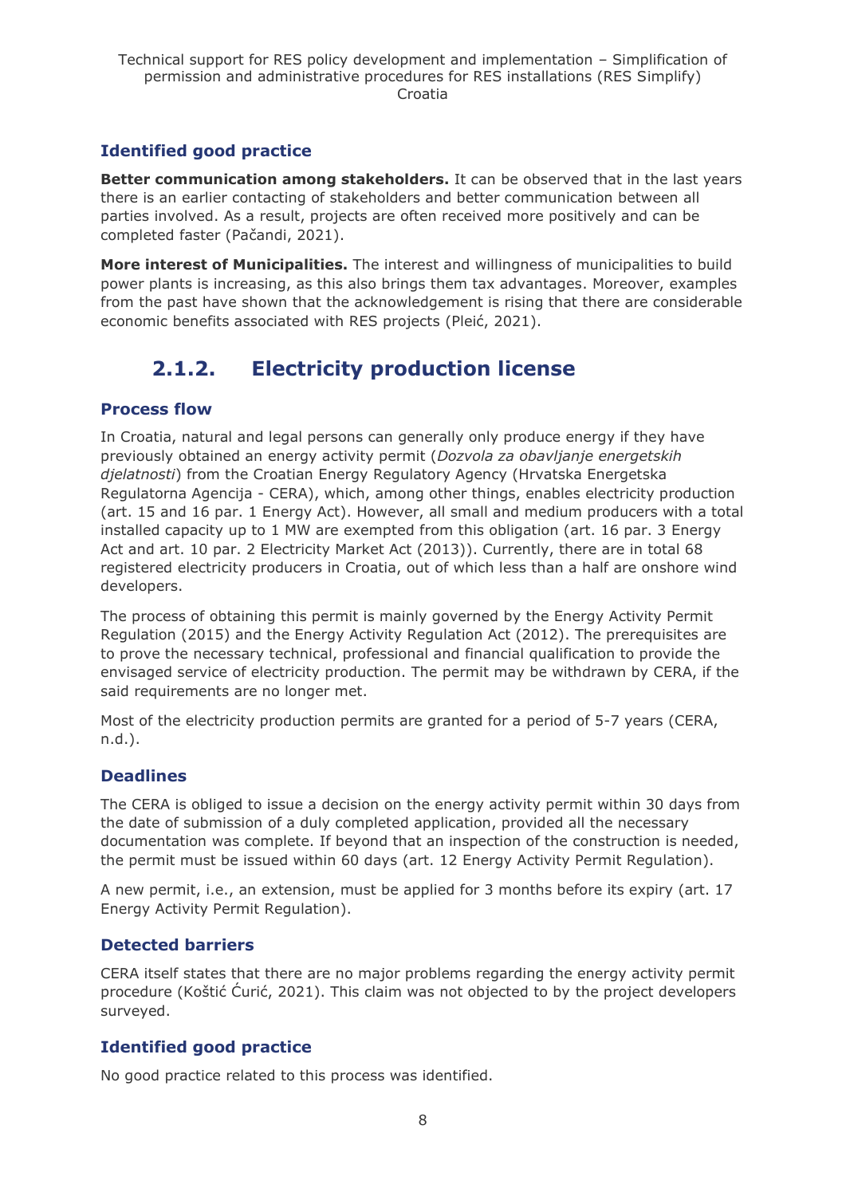### Identified good practice

**Better communication among stakeholders.** It can be observed that in the last years there is an earlier contacting of stakeholders and better communication between all parties involved. As a result, projects are often received more positively and can be completed faster (Pačandi, 2021).

**More interest of Municipalities.** The interest and willingness of municipalities to build power plants is increasing, as this also brings them tax advantages. Moreover, examples from the past have shown that the acknowledgement is rising that there are considerable economic benefits associated with RES projects (Pleić, 2021).

## 2.1.2. Electricity production license

### Process flow

In Croatia, natural and legal persons can generally only produce energy if they have previously obtained an energy activity permit (*Dozvola za obavljanje energetskih djelatnosti*) from the Croatian Energy Regulatory Agency (Hrvatska Energetska Regulatorna Agencija - CERA), which, among other things, enables electricity production (art. 15 and 16 par. 1 Energy Act). However, all small and medium producers with a total installed capacity up to 1 MW are exempted from this obligation (art. 16 par. 3 Energy Act and art. 10 par. 2 Electricity Market Act (2013)). Currently, there are in total 68 registered electricity producers in Croatia, out of which less than a half are onshore wind developers.

The process of obtaining this permit is mainly governed by the Energy Activity Permit Regulation (2015) and the Energy Activity Regulation Act (2012). The prerequisites are to prove the necessary technical, professional and financial qualification to provide the envisaged service of electricity production. The permit may be withdrawn by CERA, if the said requirements are no longer met.

Most of the electricity production permits are granted for a period of 5-7 years (CERA, n.d.).

### Deadlines

The CERA is obliged to issue a decision on the energy activity permit within 30 days from the date of submission of a duly completed application, provided all the necessary documentation was complete. If beyond that an inspection of the construction is needed, the permit must be issued within 60 days (art. 12 Energy Activity Permit Regulation).

A new permit, i.e., an extension, must be applied for 3 months before its expiry (art. 17 Energy Activity Permit Regulation).

### Detected barriers

CERA itself states that there are no major problems regarding the energy activity permit procedure (Koštić Ćurić, 2021). This claim was not objected to by the project developers surveyed.

### Identified good practice

No good practice related to this process was identified.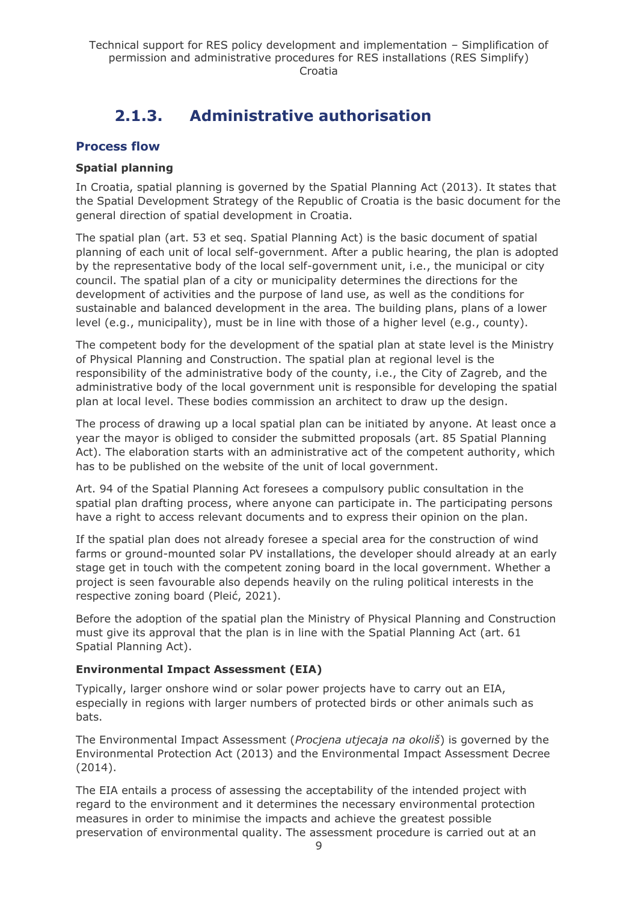## 2.1.3. Administrative authorisation

### Process flow

**Spatial planning**

In Croatia, spatial planning is governed by the Spatial Planning Act (2013). It states that the Spatial Development Strategy of the Republic of Croatia is the basic document for the general direction of spatial development in Croatia.

The spatial plan (art. 53 et seq. Spatial Planning Act) is the basic document of spatial planning of each unit of local self-government. After a public hearing, the plan is adopted by the representative body of the local self-government unit, i.e., the municipal or city council. The spatial plan of a city or municipality determines the directions for the development of activities and the purpose of land use, as well as the conditions for sustainable and balanced development in the area. The building plans, plans of a lower level (e.g., municipality), must be in line with those of a higher level (e.g., county).

The competent body for the development of the spatial plan at state level is the Ministry of Physical Planning and Construction. The spatial plan at regional level is the responsibility of the administrative body of the county, i.e., the City of Zagreb, and the administrative body of the local government unit is responsible for developing the spatial plan at local level. These bodies commission an architect to draw up the design.

The process of drawing up a local spatial plan can be initiated by anyone. At least once a year the mayor is obliged to consider the submitted proposals (art. 85 Spatial Planning Act). The elaboration starts with an administrative act of the competent authority, which has to be published on the website of the unit of local government.

Art. 94 of the Spatial Planning Act foresees a compulsory public consultation in the spatial plan drafting process, where anyone can participate in. The participating persons have a right to access relevant documents and to express their opinion on the plan.

If the spatial plan does not already foresee a special area for the construction of wind farms or ground-mounted solar PV installations, the developer should already at an early stage get in touch with the competent zoning board in the local government. Whether a project is seen favourable also depends heavily on the ruling political interests in the respective zoning board (Pleić, 2021).

Before the adoption of the spatial plan the Ministry of Physical Planning and Construction must give its approval that the plan is in line with the Spatial Planning Act (art. 61 Spatial Planning Act).

**Environmental Impact Assessment (EIA)**

Typically, larger onshore wind or solar power projects have to carry out an EIA, especially in regions with larger numbers of protected birds or other animals such as bats.

The Environmental Impact Assessment (*Procjena utjecaja na okoliš*) is governed by the Environmental Protection Act (2013) and the Environmental Impact Assessment Decree (2014).

The EIA entails a process of assessing the acceptability of the intended project with regard to the environment and it determines the necessary environmental protection measures in order to minimise the impacts and achieve the greatest possible preservation of environmental quality. The assessment procedure is carried out at an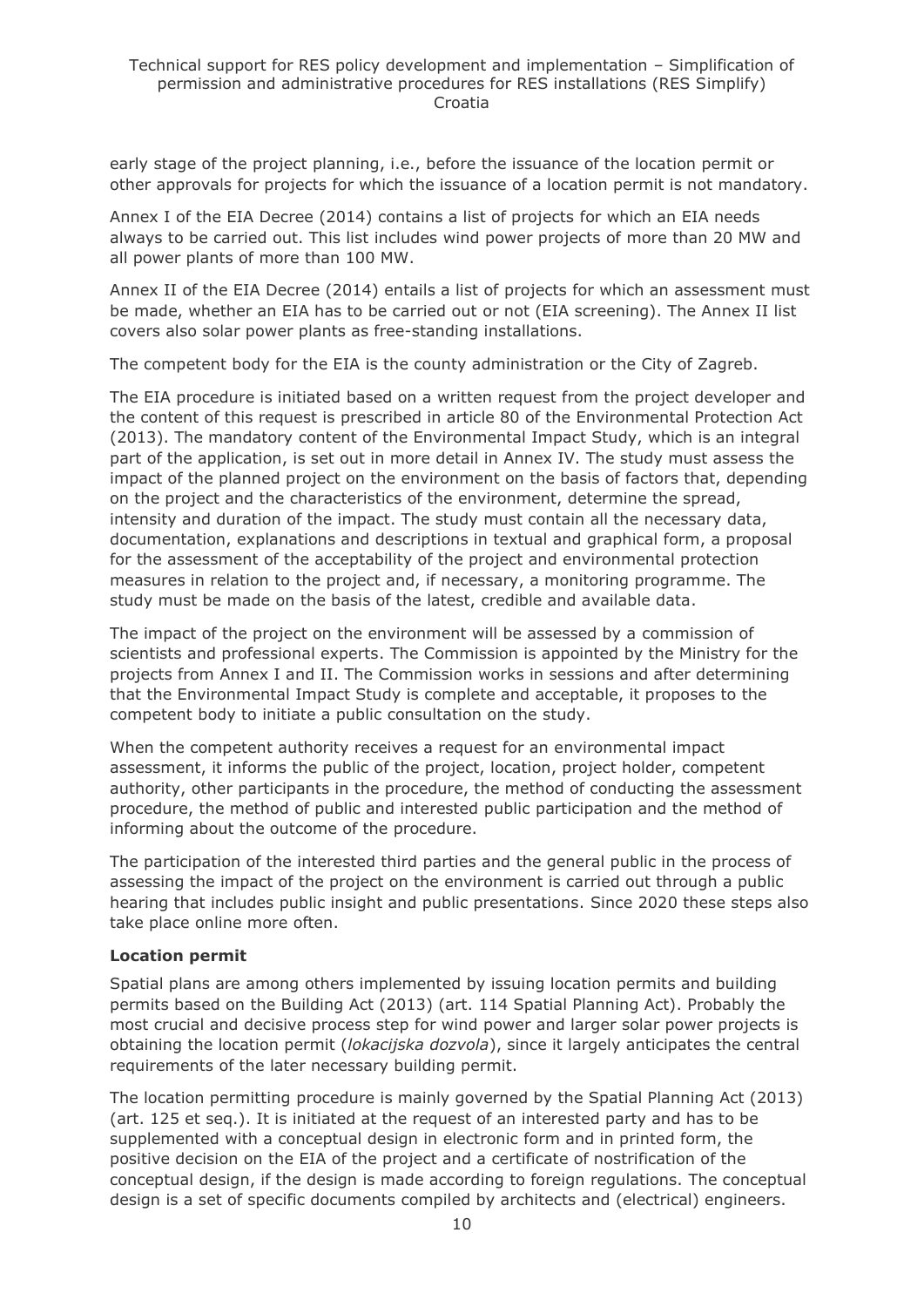early stage of the project planning, i.e., before the issuance of the location permit or other approvals for projects for which the issuance of a location permit is not mandatory.

Annex I of the EIA Decree (2014) contains a list of projects for which an EIA needs always to be carried out. This list includes wind power projects of more than 20 MW and all power plants of more than 100 MW.

Annex II of the EIA Decree (2014) entails a list of projects for which an assessment must be made, whether an EIA has to be carried out or not (EIA screening). The Annex II list covers also solar power plants as free-standing installations.

The competent body for the EIA is the county administration or the City of Zagreb.

The EIA procedure is initiated based on a written request from the project developer and the content of this request is prescribed in article 80 of the Environmental Protection Act (2013). The mandatory content of the Environmental Impact Study, which is an integral part of the application, is set out in more detail in Annex IV. The study must assess the impact of the planned project on the environment on the basis of factors that, depending on the project and the characteristics of the environment, determine the spread, intensity and duration of the impact. The study must contain all the necessary data, documentation, explanations and descriptions in textual and graphical form, a proposal for the assessment of the acceptability of the project and environmental protection measures in relation to the project and, if necessary, a monitoring programme. The study must be made on the basis of the latest, credible and available data.

The impact of the project on the environment will be assessed by a commission of scientists and professional experts. The Commission is appointed by the Ministry for the projects from Annex I and II. The Commission works in sessions and after determining that the Environmental Impact Study is complete and acceptable, it proposes to the competent body to initiate a public consultation on the study.

When the competent authority receives a request for an environmental impact assessment, it informs the public of the project, location, project holder, competent authority, other participants in the procedure, the method of conducting the assessment procedure, the method of public and interested public participation and the method of informing about the outcome of the procedure.

The participation of the interested third parties and the general public in the process of assessing the impact of the project on the environment is carried out through a public hearing that includes public insight and public presentations. Since 2020 these steps also take place online more often.

**Location permit**

Spatial plans are among others implemented by issuing location permits and building permits based on the Building Act (2013) (art. 114 Spatial Planning Act). Probably the most crucial and decisive process step for wind power and larger solar power projects is obtaining the location permit (*lokacijska dozvola*), since it largely anticipates the central requirements of the later necessary building permit.

The location permitting procedure is mainly governed by the Spatial Planning Act (2013) (art. 125 et seq.). It is initiated at the request of an interested party and has to be supplemented with a conceptual design in electronic form and in printed form, the positive decision on the EIA of the project and a certificate of nostrification of the conceptual design, if the design is made according to foreign regulations. The conceptual design is a set of specific documents compiled by architects and (electrical) engineers.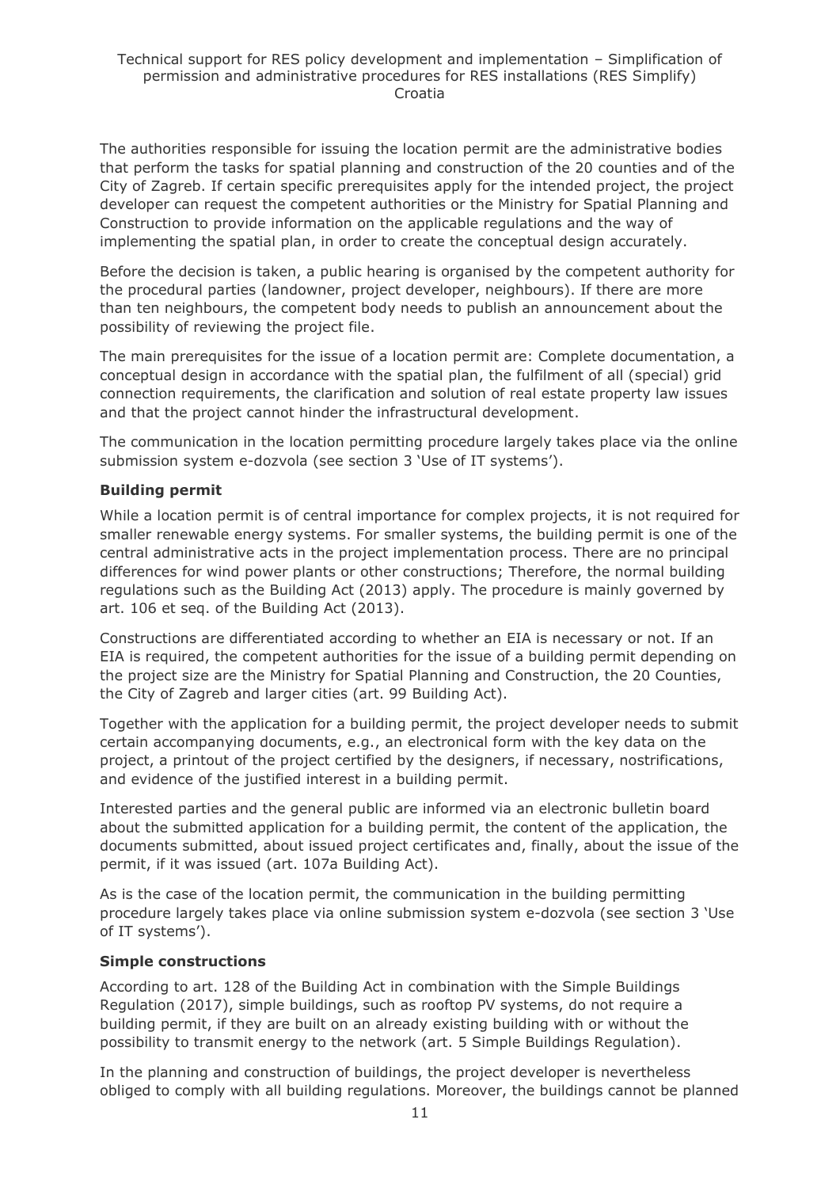The authorities responsible for issuing the location permit are the administrative bodies that perform the tasks for spatial planning and construction of the 20 counties and of the City of Zagreb. If certain specific prerequisites apply for the intended project, the project developer can request the competent authorities or the Ministry for Spatial Planning and Construction to provide information on the applicable regulations and the way of implementing the spatial plan, in order to create the conceptual design accurately.

Before the decision is taken, a public hearing is organised by the competent authority for the procedural parties (landowner, project developer, neighbours). If there are more than ten neighbours, the competent body needs to publish an announcement about the possibility of reviewing the project file.

The main prerequisites for the issue of a location permit are: Complete documentation, a conceptual design in accordance with the spatial plan, the fulfilment of all (special) grid connection requirements, the clarification and solution of real estate property law issues and that the project cannot hinder the infrastructural development.

The communication in the location permitting procedure largely takes place via the online submission system e-dozvola (see section 3 'Use of IT systems').

**Building permit**

While a location permit is of central importance for complex projects, it is not required for smaller renewable energy systems. For smaller systems, the building permit is one of the central administrative acts in the project implementation process. There are no principal differences for wind power plants or other constructions; Therefore, the normal building regulations such as the Building Act (2013) apply. The procedure is mainly governed by art. 106 et seq. of the Building Act (2013).

Constructions are differentiated according to whether an EIA is necessary or not. If an EIA is required, the competent authorities for the issue of a building permit depending on the project size are the Ministry for Spatial Planning and Construction, the 20 Counties, the City of Zagreb and larger cities (art. 99 Building Act).

Together with the application for a building permit, the project developer needs to submit certain accompanying documents, e.g., an electronical form with the key data on the project, a printout of the project certified by the designers, if necessary, nostrifications, and evidence of the justified interest in a building permit.

Interested parties and the general public are informed via an electronic bulletin board about the submitted application for a building permit, the content of the application, the documents submitted, about issued project certificates and, finally, about the issue of the permit, if it was issued (art. 107a Building Act).

As is the case of the location permit, the communication in the building permitting procedure largely takes place via online submission system e-dozvola (see section 3 'Use of IT systems').

**Simple constructions**

According to art. 128 of the Building Act in combination with the Simple Buildings Regulation (2017), simple buildings, such as rooftop PV systems, do not require a building permit, if they are built on an already existing building with or without the possibility to transmit energy to the network (art. 5 Simple Buildings Regulation).

In the planning and construction of buildings, the project developer is nevertheless obliged to comply with all building regulations. Moreover, the buildings cannot be planned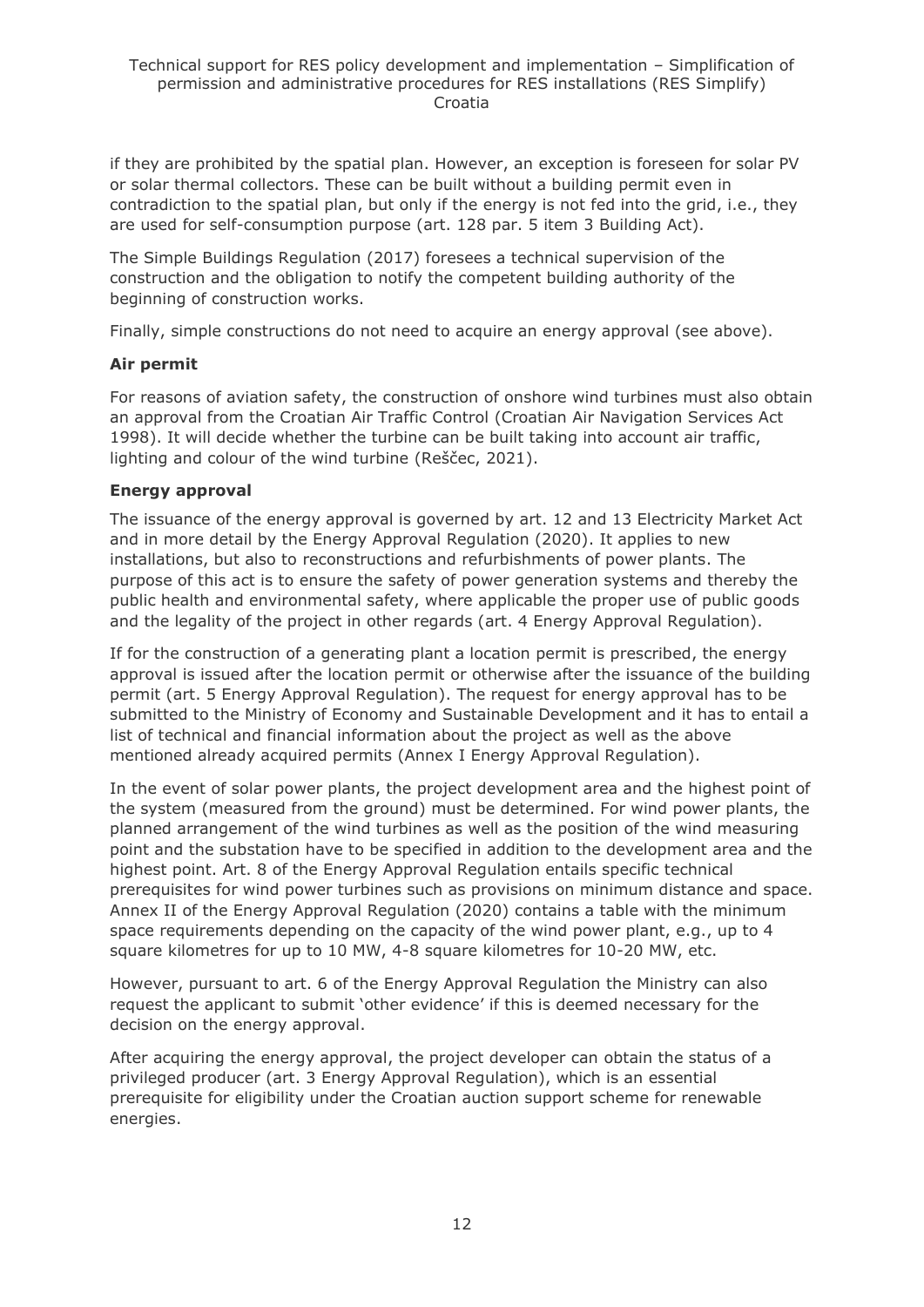if they are prohibited by the spatial plan. However, an exception is foreseen for solar PV or solar thermal collectors. These can be built without a building permit even in contradiction to the spatial plan, but only if the energy is not fed into the grid, i.e., they are used for self-consumption purpose (art. 128 par. 5 item 3 Building Act).

The Simple Buildings Regulation (2017) foresees a technical supervision of the construction and the obligation to notify the competent building authority of the beginning of construction works.

Finally, simple constructions do not need to acquire an energy approval (see above).

**Air permit**

For reasons of aviation safety, the construction of onshore wind turbines must also obtain an approval from the Croatian Air Traffic Control (Croatian Air Navigation Services Act 1998). It will decide whether the turbine can be built taking into account air traffic, lighting and colour of the wind turbine (Reščec, 2021).

**Energy approval**

The issuance of the energy approval is governed by art. 12 and 13 Electricity Market Act and in more detail by the Energy Approval Regulation (2020). It applies to new installations, but also to reconstructions and refurbishments of power plants. The purpose of this act is to ensure the safety of power generation systems and thereby the public health and environmental safety, where applicable the proper use of public goods and the legality of the project in other regards (art. 4 Energy Approval Regulation).

If for the construction of a generating plant a location permit is prescribed, the energy approval is issued after the location permit or otherwise after the issuance of the building permit (art. 5 Energy Approval Regulation). The request for energy approval has to be submitted to the Ministry of Economy and Sustainable Development and it has to entail a list of technical and financial information about the project as well as the above mentioned already acquired permits (Annex I Energy Approval Regulation).

In the event of solar power plants, the project development area and the highest point of the system (measured from the ground) must be determined. For wind power plants, the planned arrangement of the wind turbines as well as the position of the wind measuring point and the substation have to be specified in addition to the development area and the highest point. Art. 8 of the Energy Approval Regulation entails specific technical prerequisites for wind power turbines such as provisions on minimum distance and space. Annex II of the Energy Approval Regulation (2020) contains a table with the minimum space requirements depending on the capacity of the wind power plant, e.g., up to 4 square kilometres for up to 10 MW, 4-8 square kilometres for 10-20 MW, etc.

However, pursuant to art. 6 of the Energy Approval Regulation the Ministry can also request the applicant to submit 'other evidence' if this is deemed necessary for the decision on the energy approval.

After acquiring the energy approval, the project developer can obtain the status of a privileged producer (art. 3 Energy Approval Regulation), which is an essential prerequisite for eligibility under the Croatian auction support scheme for renewable energies.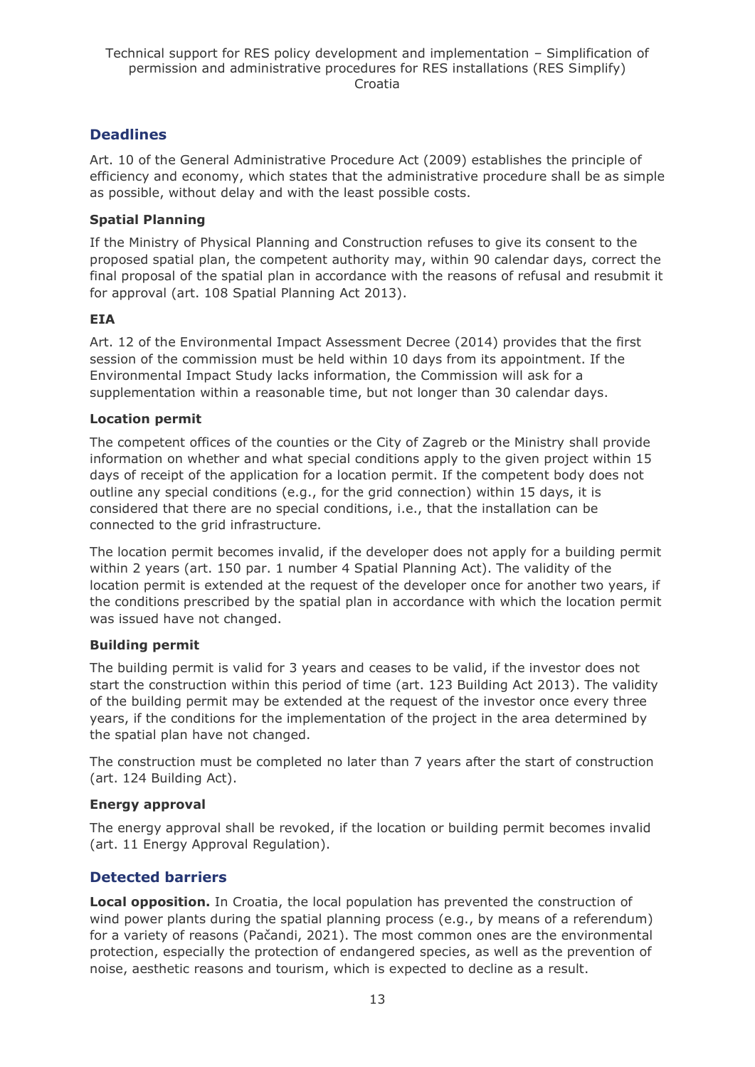## Deadlines

Art. 10 of the General Administrative Procedure Act (2009) establishes the principle of efficiency and economy, which states that the administrative procedure shall be as simple as possible, without delay and with the least possible costs.

### Spatial Planning

If the Ministry of Physical Planning and Construction refuses to give its consent to the proposed spatial plan, the competent authority may, within 90 calendar days, correct the final proposal of the spatial plan in accordance with the reasons of refusal and resubmit it for approval (art. 108 Spatial Planning Act 2013).

### EIA

Art. 12 of the Environmental Impact Assessment Decree (2014) provides that the first session of the commission must be held within 10 days from its appointment. If the Environmental Impact Study lacks information, the Commission will ask for a supplementation within a reasonable time, but not longer than 30 calendar days.

### Location permit

The competent offices of the counties or the City of Zagreb or the Ministry shall provide information on whether and what special conditions apply to the given project within 15 days of receipt of the application for a location permit. If the competent body does not outline any special conditions (e.g., for the grid connection) within 15 days, it is considered that there are no special conditions, i.e., that the installation can be connected to the grid infrastructure.

The location permit becomes invalid, if the developer does not apply for a building permit within 2 years (art. 150 par. 1 number 4 Spatial Planning Act). The validity of the location permit is extended at the request of the developer once for another two years, if the conditions prescribed by the spatial plan in accordance with which the location permit was issued have not changed.

### Building permit

The building permit is valid for 3 years and ceases to be valid, if the investor does not start the construction within this period of time (art. 123 Building Act 2013). The validity of the building permit may be extended at the request of the investor once every three years, if the conditions for the implementation of the project in the area determined by the spatial plan have not changed.

The construction must be completed no later than 7 years after the start of construction (art. 124 Building Act).

### Energy approval

The energy approval shall be revoked, if the location or building permit becomes invalid (art. 11 Energy Approval Regulation).

## Detected barriers

**Local opposition.** In Croatia, the local population has prevented the construction of wind power plants during the spatial planning process (e.g., by means of a referendum) for a variety of reasons (Pačandi, 2021). The most common ones are the environmental protection, especially the protection of endangered species, as well as the prevention of noise, aesthetic reasons and tourism, which is expected to decline as a result.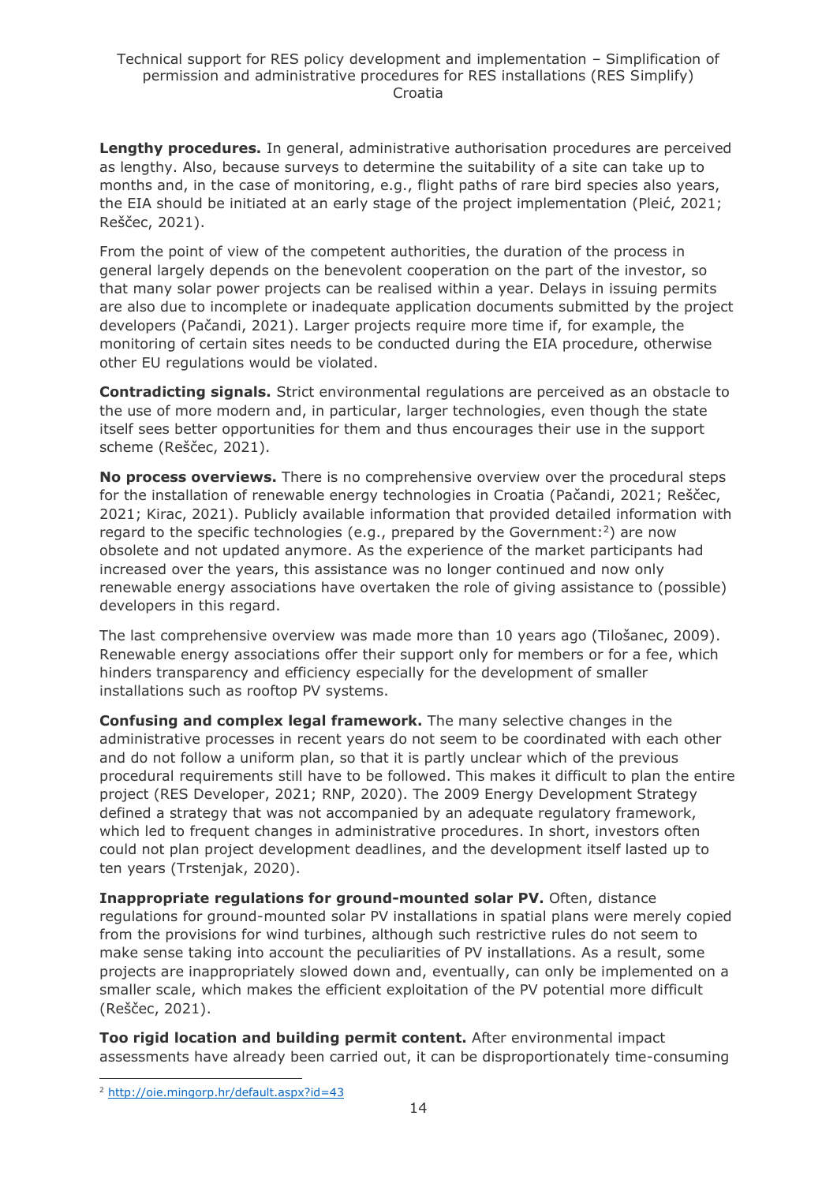**Lengthy procedures.** In general, administrative authorisation procedures are perceived as lengthy. Also, because surveys to determine the suitability of a site can take up to months and, in the case of monitoring, e.g., flight paths of rare bird species also years, the EIA should be initiated at an early stage of the project implementation (Pleić, 2021; Reščec, 2021).

From the point of view of the competent authorities, the duration of the process in general largely depends on the benevolent cooperation on the part of the investor, so that many solar power projects can be realised within a year. Delays in issuing permits are also due to incomplete or inadequate application documents submitted by the project developers (Pačandi, 2021). Larger projects require more time if, for example, the monitoring of certain sites needs to be conducted during the EIA procedure, otherwise other EU regulations would be violated.

**Contradicting signals.** Strict environmental regulations are perceived as an obstacle to the use of more modern and, in particular, larger technologies, even though the state itself sees better opportunities for them and thus encourages their use in the support scheme (Reščec, 2021).

**No process overviews.** There is no comprehensive overview over the procedural steps for the installation of renewable energy technologies in Croatia (Pačandi, 2021; Reščec, 2021; Kirac, 2021). Publicly available information that provided detailed information with regard to the specific technologies (e.g., prepared by the Government:[2]) are now obsolete and not updated anymore. As the experience of the market participants had increased over the years, this assistance was no longer continued and now only renewable energy associations have overtaken the role of giving assistance to (possible) developers in this regard.

The last comprehensive overview was made more than 10 years ago (Tilošanec, 2009). Renewable energy associations offer their support only for members or for a fee, which hinders transparency and efficiency especially for the development of smaller installations such as rooftop PV systems.

**Confusing and complex legal framework.** The many selective changes in the administrative processes in recent years do not seem to be coordinated with each other and do not follow a uniform plan, so that it is partly unclear which of the previous procedural requirements still have to be followed. This makes it difficult to plan the entire project (RES Developer, 2021; RNP, 2020). The 2009 Energy Development Strategy defined a strategy that was not accompanied by an adequate regulatory framework, which led to frequent changes in administrative procedures. In short, investors often could not plan project development deadlines, and the development itself lasted up to ten years (Trstenjak, 2020).

**Inappropriate regulations for ground-mounted solar PV.** Often, distance regulations for ground-mounted solar PV installations in spatial plans were merely copied from the provisions for wind turbines, although such restrictive rules do not seem to make sense taking into account the peculiarities of PV installations. As a result, some projects are inappropriately slowed down and, eventually, can only be implemented on a smaller scale, which makes the efficient exploitation of the PV potential more difficult (Reščec, 2021).

**Too rigid location and building permit content.** After environmental impact assessments have already been carried out, it can be disproportionately time-consuming

[2] http://oie.mingorp.hr/default.aspx?id=43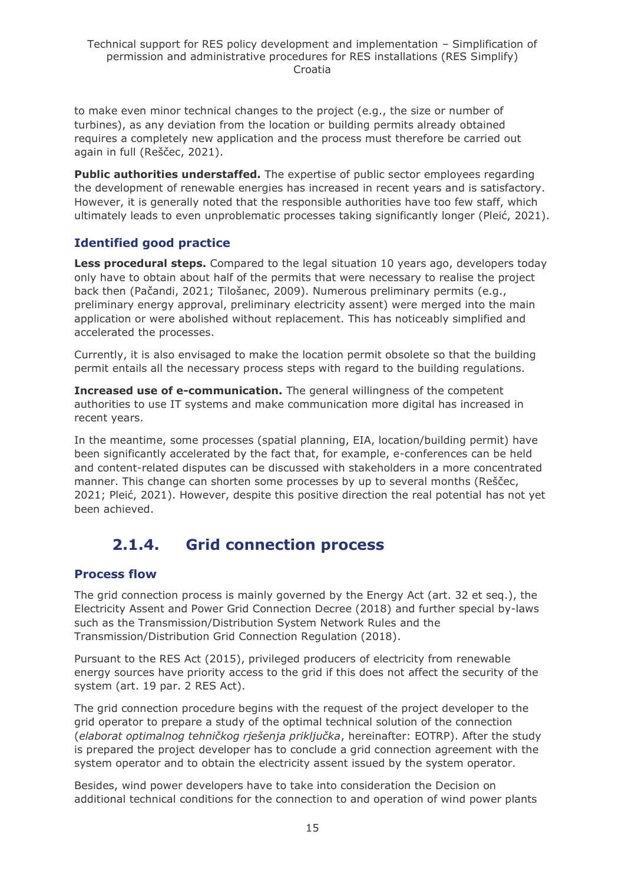to make even minor technical changes to the project (e.g., the size or number of turbines), as any deviation from the location or building permits already obtained requires a completely new application and the process must therefore be carried out again in full (Reščec, 2021).

**Public authorities understaffed.** The expertise of public sector employees regarding the development of renewable energies has increased in recent years and is satisfactory. However, it is generally noted that the responsible authorities have too few staff, which ultimately leads to even unproblematic processes taking significantly longer (Pleić, 2021).

### Identified good practice

**Less procedural steps.** Compared to the legal situation 10 years ago, developers today only have to obtain about half of the permits that were necessary to realise the project back then (Pačandi, 2021; Tilošanec, 2009). Numerous preliminary permits (e.g., preliminary energy approval, preliminary electricity assent) were merged into the main application or were abolished without replacement. This has noticeably simplified and accelerated the processes.

Currently, it is also envisaged to make the location permit obsolete so that the building permit entails all the necessary process steps with regard to the building regulations.

**Increased use of e-communication.** The general willingness of the competent authorities to use IT systems and make communication more digital has increased in recent years.

In the meantime, some processes (spatial planning, EIA, location/building permit) have been significantly accelerated by the fact that, for example, e-conferences can be held and content-related disputes can be discussed with stakeholders in a more concentrated manner. This change can shorten some processes by up to several months (Reščec, 2021; Pleić, 2021). However, despite this positive direction the real potential has not yet been achieved.

## 2.1.4. Grid connection process

### Process flow

The grid connection process is mainly governed by the Energy Act (art. 32 et seq.), the Electricity Assent and Power Grid Connection Decree (2018) and further special by-laws such as the Transmission/Distribution System Network Rules and the Transmission/Distribution Grid Connection Regulation (2018).

Pursuant to the RES Act (2015), privileged producers of electricity from renewable energy sources have priority access to the grid if this does not affect the security of the system (art. 19 par. 2 RES Act).

The grid connection procedure begins with the request of the project developer to the grid operator to prepare a study of the optimal technical solution of the connection (*elaborat optimalnog tehničkog rješenja priključka*, hereinafter: EOTRP). After the study is prepared the project developer has to conclude a grid connection agreement with the system operator and to obtain the electricity assent issued by the system operator.

Besides, wind power developers have to take into consideration the Decision on additional technical conditions for the connection to and operation of wind power plants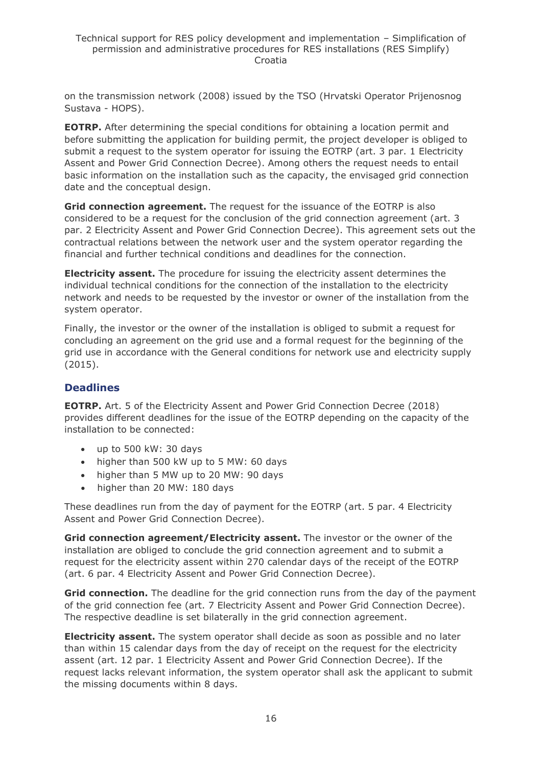on the transmission network (2008) issued by the TSO (Hrvatski Operator Prijenosnog Sustava - HOPS).

**EOTRP.** After determining the special conditions for obtaining a location permit and before submitting the application for building permit, the project developer is obliged to submit a request to the system operator for issuing the EOTRP (art. 3 par. 1 Electricity Assent and Power Grid Connection Decree). Among others the request needs to entail basic information on the installation such as the capacity, the envisaged grid connection date and the conceptual design.

**Grid connection agreement.** The request for the issuance of the EOTRP is also considered to be a request for the conclusion of the grid connection agreement (art. 3 par. 2 Electricity Assent and Power Grid Connection Decree). This agreement sets out the contractual relations between the network user and the system operator regarding the financial and further technical conditions and deadlines for the connection.

**Electricity assent.** The procedure for issuing the electricity assent determines the individual technical conditions for the connection of the installation to the electricity network and needs to be requested by the investor or owner of the installation from the system operator.

Finally, the investor or the owner of the installation is obliged to submit a request for concluding an agreement on the grid use and a formal request for the beginning of the grid use in accordance with the General conditions for network use and electricity supply (2015).

## Deadlines

**EOTRP.** Art. 5 of the Electricity Assent and Power Grid Connection Decree (2018) provides different deadlines for the issue of the EOTRP depending on the capacity of the installation to be connected:

- up to 500 kW: 30 days
- higher than 500 kW up to 5 MW: 60 days
- higher than 5 MW up to 20 MW: 90 days
- higher than 20 MW: 180 days

These deadlines run from the day of payment for the EOTRP (art. 5 par. 4 Electricity Assent and Power Grid Connection Decree).

**Grid connection agreement/Electricity assent.** The investor or the owner of the installation are obliged to conclude the grid connection agreement and to submit a request for the electricity assent within 270 calendar days of the receipt of the EOTRP (art. 6 par. 4 Electricity Assent and Power Grid Connection Decree).

**Grid connection.** The deadline for the grid connection runs from the day of the payment of the grid connection fee (art. 7 Electricity Assent and Power Grid Connection Decree). The respective deadline is set bilaterally in the grid connection agreement.

**Electricity assent.** The system operator shall decide as soon as possible and no later than within 15 calendar days from the day of receipt on the request for the electricity assent (art. 12 par. 1 Electricity Assent and Power Grid Connection Decree). If the request lacks relevant information, the system operator shall ask the applicant to submit the missing documents within 8 days.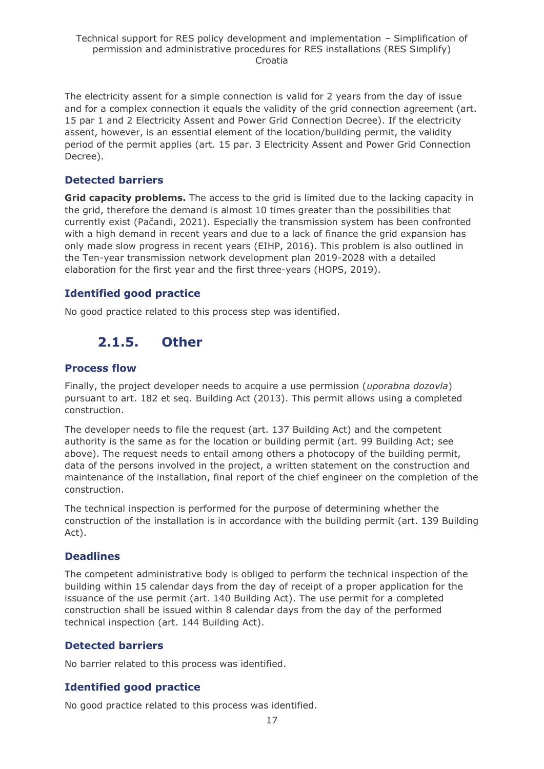The electricity assent for a simple connection is valid for 2 years from the day of issue and for a complex connection it equals the validity of the grid connection agreement (art. 15 par 1 and 2 Electricity Assent and Power Grid Connection Decree). If the electricity assent, however, is an essential element of the location/building permit, the validity period of the permit applies (art. 15 par. 3 Electricity Assent and Power Grid Connection Decree).

### Detected barriers

**Grid capacity problems.** The access to the grid is limited due to the lacking capacity in the grid, therefore the demand is almost 10 times greater than the possibilities that currently exist (Pačandi, 2021). Especially the transmission system has been confronted with a high demand in recent years and due to a lack of finance the grid expansion has only made slow progress in recent years (EIHP, 2016). This problem is also outlined in the Ten-year transmission network development plan 2019-2028 with a detailed elaboration for the first year and the first three-years (HOPS, 2019).

### Identified good practice

No good practice related to this process step was identified.

## 2.1.5. Other

### Process flow

Finally, the project developer needs to acquire a use permission (*uporabna dozovla*) pursuant to art. 182 et seq. Building Act (2013). This permit allows using a completed construction.

The developer needs to file the request (art. 137 Building Act) and the competent authority is the same as for the location or building permit (art. 99 Building Act; see above). The request needs to entail among others a photocopy of the building permit, data of the persons involved in the project, a written statement on the construction and maintenance of the installation, final report of the chief engineer on the completion of the construction.

The technical inspection is performed for the purpose of determining whether the construction of the installation is in accordance with the building permit (art. 139 Building Act).

### Deadlines

The competent administrative body is obliged to perform the technical inspection of the building within 15 calendar days from the day of receipt of a proper application for the issuance of the use permit (art. 140 Building Act). The use permit for a completed construction shall be issued within 8 calendar days from the day of the performed technical inspection (art. 144 Building Act).

### Detected barriers

No barrier related to this process was identified.

### Identified good practice

No good practice related to this process was identified.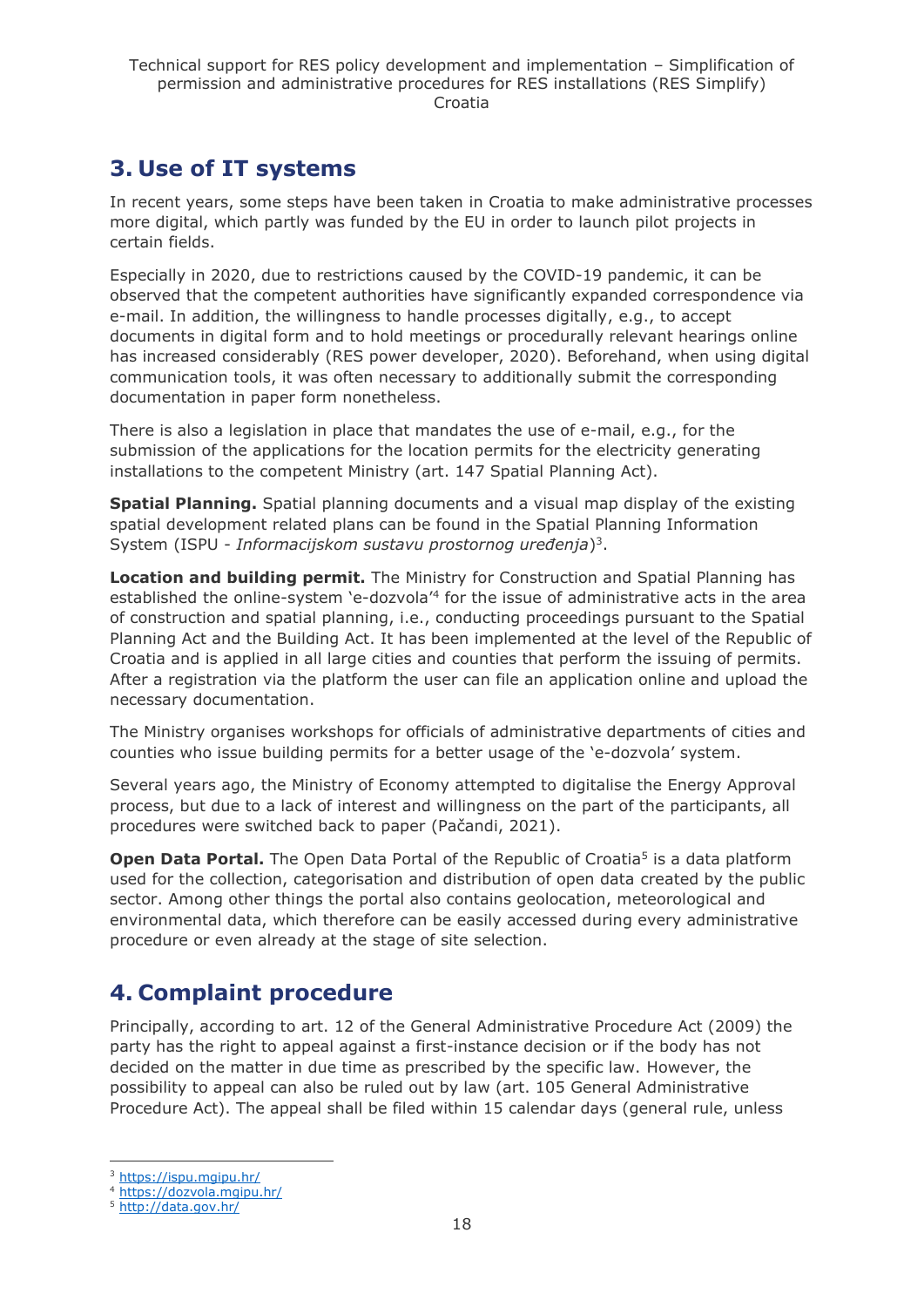## 3. Use of IT systems

In recent years, some steps have been taken in Croatia to make administrative processes more digital, which partly was funded by the EU in order to launch pilot projects in certain fields.

Especially in 2020, due to restrictions caused by the COVID-19 pandemic, it can be observed that the competent authorities have significantly expanded correspondence via e-mail. In addition, the willingness to handle processes digitally, e.g., to accept documents in digital form and to hold meetings or procedurally relevant hearings online has increased considerably (RES power developer, 2020). Beforehand, when using digital communication tools, it was often necessary to additionally submit the corresponding documentation in paper form nonetheless.

There is also a legislation in place that mandates the use of e-mail, e.g., for the submission of the applications for the location permits for the electricity generating installations to the competent Ministry (art. 147 Spatial Planning Act).

**Spatial Planning.** Spatial planning documents and a visual map display of the existing spatial development related plans can be found in the Spatial Planning Information System (ISPU - *Informacijskom sustavu prostornog uređenja*)[3].

**Location and building permit.** The Ministry for Construction and Spatial Planning has established the online-system 'e-dozvola'[4] for the issue of administrative acts in the area of construction and spatial planning, i.e., conducting proceedings pursuant to the Spatial Planning Act and the Building Act. It has been implemented at the level of the Republic of Croatia and is applied in all large cities and counties that perform the issuing of permits. After a registration via the platform the user can file an application online and upload the necessary documentation.

The Ministry organises workshops for officials of administrative departments of cities and counties who issue building permits for a better usage of the 'e-dozvola' system.

Several years ago, the Ministry of Economy attempted to digitalise the Energy Approval process, but due to a lack of interest and willingness on the part of the participants, all procedures were switched back to paper (Pačandi, 2021).

**Open Data Portal.** The Open Data Portal of the Republic of Croatia[5] is a data platform used for the collection, categorisation and distribution of open data created by the public sector. Among other things the portal also contains geolocation, meteorological and environmental data, which therefore can be easily accessed during every administrative procedure or even already at the stage of site selection.

## 4. Complaint procedure

Principally, according to art. 12 of the General Administrative Procedure Act (2009) the party has the right to appeal against a first-instance decision or if the body has not decided on the matter in due time as prescribed by the specific law. However, the possibility to appeal can also be ruled out by law (art. 105 General Administrative Procedure Act). The appeal shall be filed within 15 calendar days (general rule, unless

---

[3] https://ispu.mgipu.hr/

[4] https://dozvola.mgipu.hr/

[5] http://data.gov.hr/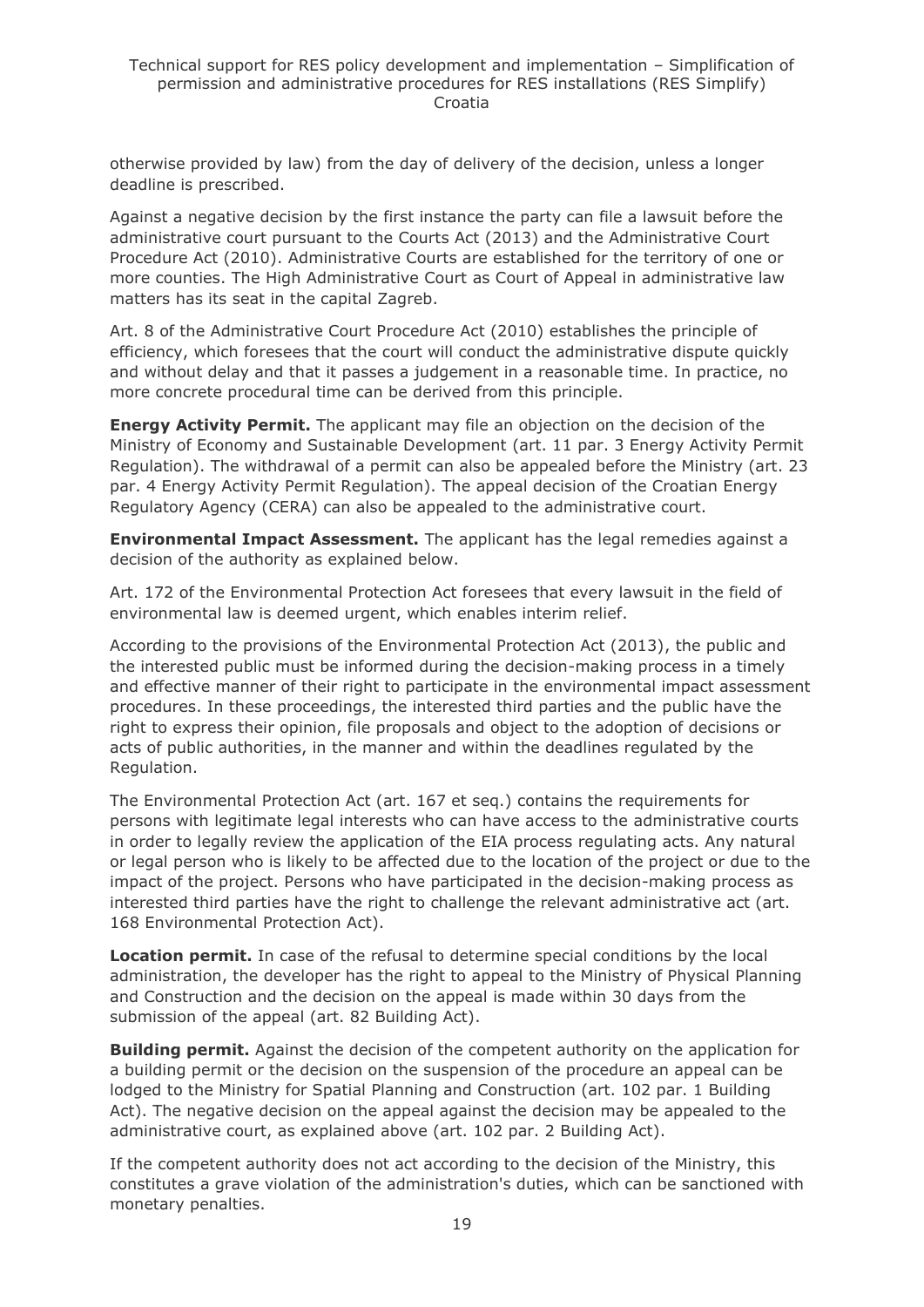otherwise provided by law) from the day of delivery of the decision, unless a longer deadline is prescribed.

Against a negative decision by the first instance the party can file a lawsuit before the administrative court pursuant to the Courts Act (2013) and the Administrative Court Procedure Act (2010). Administrative Courts are established for the territory of one or more counties. The High Administrative Court as Court of Appeal in administrative law matters has its seat in the capital Zagreb.

Art. 8 of the Administrative Court Procedure Act (2010) establishes the principle of efficiency, which foresees that the court will conduct the administrative dispute quickly and without delay and that it passes a judgement in a reasonable time. In practice, no more concrete procedural time can be derived from this principle.

**Energy Activity Permit.** The applicant may file an objection on the decision of the Ministry of Economy and Sustainable Development (art. 11 par. 3 Energy Activity Permit Regulation). The withdrawal of a permit can also be appealed before the Ministry (art. 23 par. 4 Energy Activity Permit Regulation). The appeal decision of the Croatian Energy Regulatory Agency (CERA) can also be appealed to the administrative court.

**Environmental Impact Assessment.** The applicant has the legal remedies against a decision of the authority as explained below.

Art. 172 of the Environmental Protection Act foresees that every lawsuit in the field of environmental law is deemed urgent, which enables interim relief.

According to the provisions of the Environmental Protection Act (2013), the public and the interested public must be informed during the decision-making process in a timely and effective manner of their right to participate in the environmental impact assessment procedures. In these proceedings, the interested third parties and the public have the right to express their opinion, file proposals and object to the adoption of decisions or acts of public authorities, in the manner and within the deadlines regulated by the Regulation.

The Environmental Protection Act (art. 167 et seq.) contains the requirements for persons with legitimate legal interests who can have access to the administrative courts in order to legally review the application of the EIA process regulating acts. Any natural or legal person who is likely to be affected due to the location of the project or due to the impact of the project. Persons who have participated in the decision-making process as interested third parties have the right to challenge the relevant administrative act (art. 168 Environmental Protection Act).

**Location permit.** In case of the refusal to determine special conditions by the local administration, the developer has the right to appeal to the Ministry of Physical Planning and Construction and the decision on the appeal is made within 30 days from the submission of the appeal (art. 82 Building Act).

**Building permit.** Against the decision of the competent authority on the application for a building permit or the decision on the suspension of the procedure an appeal can be lodged to the Ministry for Spatial Planning and Construction (art. 102 par. 1 Building Act). The negative decision on the appeal against the decision may be appealed to the administrative court, as explained above (art. 102 par. 2 Building Act).

If the competent authority does not act according to the decision of the Ministry, this constitutes a grave violation of the administration's duties, which can be sanctioned with monetary penalties.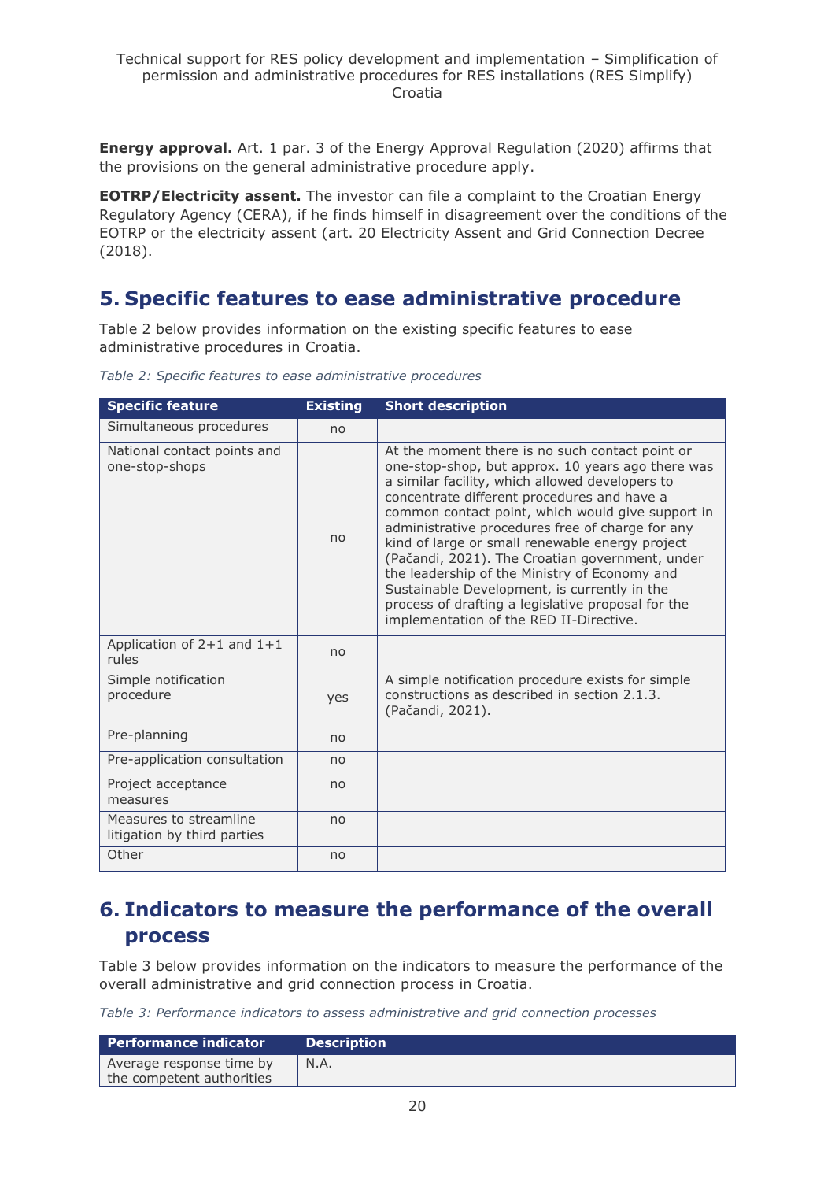**Energy approval.** Art. 1 par. 3 of the Energy Approval Regulation (2020) affirms that the provisions on the general administrative procedure apply.

**EOTRP/Electricity assent.** The investor can file a complaint to the Croatian Energy Regulatory Agency (CERA), if he finds himself in disagreement over the conditions of the EOTRP or the electricity assent (art. 20 Electricity Assent and Grid Connection Decree (2018).

## 5. Specific features to ease administrative procedure

Table 2 below provides information on the existing specific features to ease administrative procedures in Croatia.

*Table 2: Specific features to ease administrative procedures*

| Specific feature | Existing | Short description |
|---|---|---|
| Simultaneous procedures | no | |
| National contact points and one-stop-shops | no | At the moment there is no such contact point or one-stop-shop, but approx. 10 years ago there was a similar facility, which allowed developers to concentrate different procedures and have a common contact point, which would give support in administrative procedures free of charge for any kind of large or small renewable energy project (Pačandi, 2021). The Croatian government, under the leadership of the Ministry of Economy and Sustainable Development, is currently in the process of drafting a legislative proposal for the implementation of the RED II-Directive. |
| Application of 2+1 and 1+1 rules | no | |
| Simple notification procedure | yes | A simple notification procedure exists for simple constructions as described in section 2.1.3. (Pačandi, 2021). |
| Pre-planning | no | |
| Pre-application consultation | no | |
| Project acceptance measures | no | |
| Measures to streamline litigation by third parties | no | |
| Other | no | |

## 6. Indicators to measure the performance of the overall process

Table 3 below provides information on the indicators to measure the performance of the overall administrative and grid connection process in Croatia.

*Table 3: Performance indicators to assess administrative and grid connection processes*

| Performance indicator | Description |
|---|---|
| Average response time by the competent authorities | N.A. |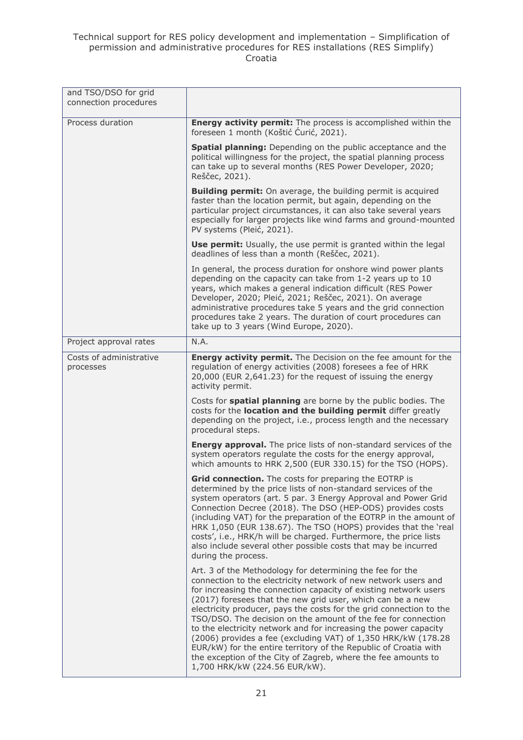| and TSO/DSO for grid connection procedures | |
|---|---|
| Process duration | **Energy activity permit:** The process is accomplished within the foreseen 1 month (Koštić Ćurić, 2021).<br><br>**Spatial planning:** Depending on the public acceptance and the political willingness for the project, the spatial planning process can take up to several months (RES Power Developer, 2020; Reščec, 2021).<br><br>**Building permit:** On average, the building permit is acquired faster than the location permit, but again, depending on the particular project circumstances, it can also take several years especially for larger projects like wind farms and ground-mounted PV systems (Pleić, 2021).<br><br>**Use permit:** Usually, the use permit is granted within the legal deadlines of less than a month (Reščec, 2021).<br><br>In general, the process duration for onshore wind power plants depending on the capacity can take from 1-2 years up to 10 years, which makes a general indication difficult (RES Power Developer, 2020; Pleić, 2021; Reščec, 2021). On average administrative procedures take 5 years and the grid connection procedures take 2 years. The duration of court procedures can take up to 3 years (Wind Europe, 2020). |
| Project approval rates | N.A. |
| Costs of administrative processes | **Energy activity permit.** The Decision on the fee amount for the regulation of energy activities (2008) foresees a fee of HRK 20,000 (EUR 2,641.23) for the request of issuing the energy activity permit.<br><br>Costs for **spatial planning** are borne by the public bodies. The costs for the **location and the building permit** differ greatly depending on the project, i.e., process length and the necessary procedural steps.<br><br>**Energy approval.** The price lists of non-standard services of the system operators regulate the costs for the energy approval, which amounts to HRK 2,500 (EUR 330.15) for the TSO (HOPS).<br><br>**Grid connection.** The costs for preparing the EOTRP is determined by the price lists of non-standard services of the system operators (art. 5 par. 3 Energy Approval and Power Grid Connection Decree (2018). The DSO (HEP-ODS) provides costs (including VAT) for the preparation of the EOTRP in the amount of HRK 1,050 (EUR 138.67). The TSO (HOPS) provides that the 'real costs', i.e., HRK/h will be charged. Furthermore, the price lists also include several other possible costs that may be incurred during the process.<br><br>Art. 3 of the Methodology for determining the fee for the connection to the electricity network of new network users and for increasing the connection capacity of existing network users (2017) foresees that the new grid user, which can be a new electricity producer, pays the costs for the grid connection to the TSO/DSO. The decision on the amount of the fee for connection to the electricity network and for increasing the power capacity (2006) provides a fee (excluding VAT) of 1,350 HRK/kW (178.28 EUR/kW) for the entire territory of the Republic of Croatia with the exception of the City of Zagreb, where the fee amounts to 1,700 HRK/kW (224.56 EUR/kW). |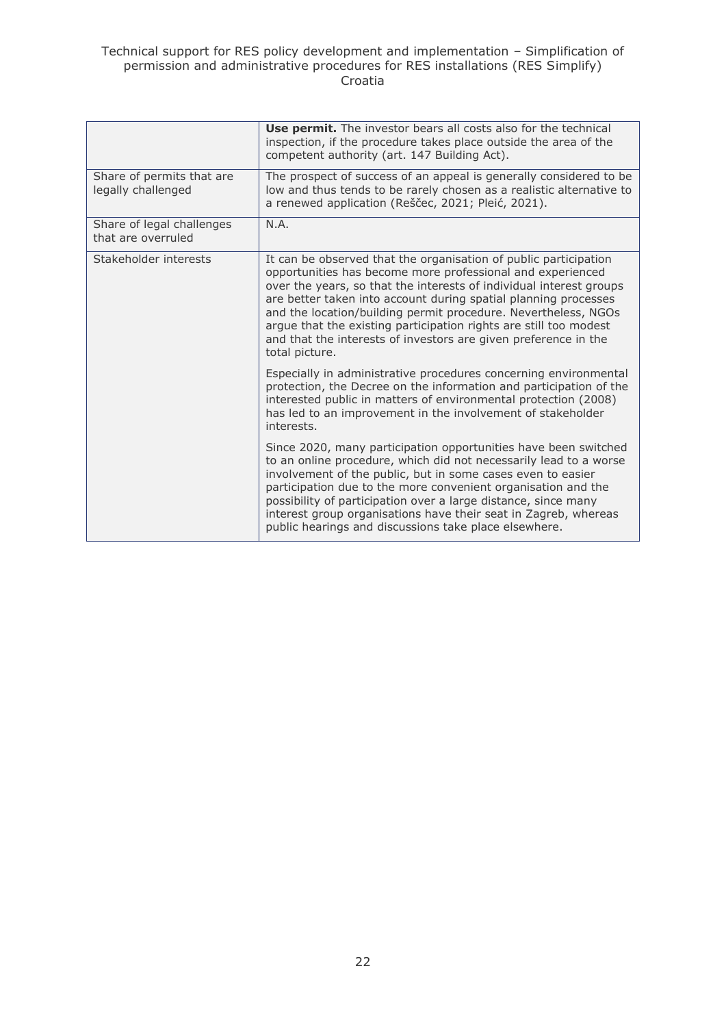| | |
|---|---|
| | **Use permit.** The investor bears all costs also for the technical inspection, if the procedure takes place outside the area of the competent authority (art. 147 Building Act). |
| Share of permits that are legally challenged | The prospect of success of an appeal is generally considered to be low and thus tends to be rarely chosen as a realistic alternative to a renewed application (Reščec, 2021; Pleić, 2021). |
| Share of legal challenges that are overruled | N.A. |
| Stakeholder interests | It can be observed that the organisation of public participation opportunities has become more professional and experienced over the years, so that the interests of individual interest groups are better taken into account during spatial planning processes and the location/building permit procedure. Nevertheless, NGOs argue that the existing participation rights are still too modest and that the interests of investors are given preference in the total picture.<br><br>Especially in administrative procedures concerning environmental protection, the Decree on the information and participation of the interested public in matters of environmental protection (2008) has led to an improvement in the involvement of stakeholder interests.<br><br>Since 2020, many participation opportunities have been switched to an online procedure, which did not necessarily lead to a worse involvement of the public, but in some cases even to easier participation due to the more convenient organisation and the possibility of participation over a large distance, since many interest group organisations have their seat in Zagreb, whereas public hearings and discussions take place elsewhere. |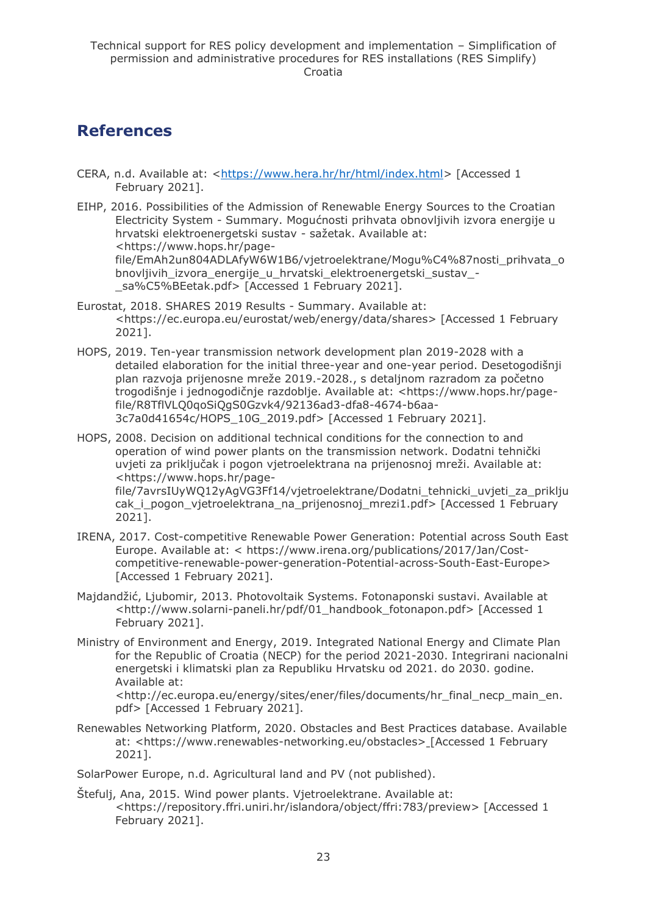## References

CERA, n.d. Available at: <https://www.hera.hr/hr/html/index.html> [Accessed 1 February 2021].

EIHP, 2016. Possibilities of the Admission of Renewable Energy Sources to the Croatian Electricity System - Summary. Mogućnosti prihvata obnovljivih izvora energije u hrvatski elektroenergetski sustav - sažetak. Available at: <https://www.hops.hr/page-file/EmAh2un804ADLAfyW6W1B6/vjetroelektrane/Mogu%C4%87nosti_prihvata_obnovljivih_izvora_energije_u_hrvatski_elektroenergetski_sustav_-_sa%C5%BEetak.pdf> [Accessed 1 February 2021].

Eurostat, 2018. SHARES 2019 Results - Summary. Available at: <https://ec.europa.eu/eurostat/web/energy/data/shares> [Accessed 1 February 2021].

HOPS, 2019. Ten-year transmission network development plan 2019-2028 with a detailed elaboration for the initial three-year and one-year period. Desetogodišnji plan razvoja prijenosne mreže 2019.-2028., s detaljnom razradom za početno trogodišnje i jednogodičnje razdoblje. Available at: <https://www.hops.hr/page-file/R8TflVLQ0qoSiQgS0Gzvk4/92136ad3-dfa8-4674-b6aa-3c7a0d41654c/HOPS_10G_2019.pdf> [Accessed 1 February 2021].

HOPS, 2008. Decision on additional technical conditions for the connection to and operation of wind power plants on the transmission network. Dodatni tehnički uvjeti za priključak i pogon vjetroelektrana na prijenosnoj mreži. Available at: <https://www.hops.hr/page-file/7avrsIUyWQ12yAgVG3Ff14/vjetroelektrane/Dodatni_tehnicki_uvjeti_za_prikljucak_i_pogon_vjetroelektrana_na_prijenosnoj_mrezi1.pdf> [Accessed 1 February 2021].

IRENA, 2017. Cost-competitive Renewable Power Generation: Potential across South East Europe. Available at: < https://www.irena.org/publications/2017/Jan/Cost-competitive-renewable-power-generation-Potential-across-South-East-Europe> [Accessed 1 February 2021].

Majdandžić, Ljubomir, 2013. Photovoltaik Systems. Fotonaponski sustavi. Available at <http://www.solarni-paneli.hr/pdf/01_handbook_fotonapon.pdf> [Accessed 1 February 2021].

Ministry of Environment and Energy, 2019. Integrated National Energy and Climate Plan for the Republic of Croatia (NECP) for the period 2021-2030. Integrirani nacionalni energetski i klimatski plan za Republiku Hrvatsku od 2021. do 2030. godine. Available at: <http://ec.europa.eu/energy/sites/ener/files/documents/hr_final_necp_main_en.pdf> [Accessed 1 February 2021].

Renewables Networking Platform, 2020. Obstacles and Best Practices database. Available at: <https://www.renewables-networking.eu/obstacles> [Accessed 1 February 2021].

SolarPower Europe, n.d. Agricultural land and PV (not published).

Štefulj, Ana, 2015. Wind power plants. Vjetroelektrane. Available at: <https://repository.ffri.uniri.hr/islandora/object/ffri:783/preview> [Accessed 1 February 2021].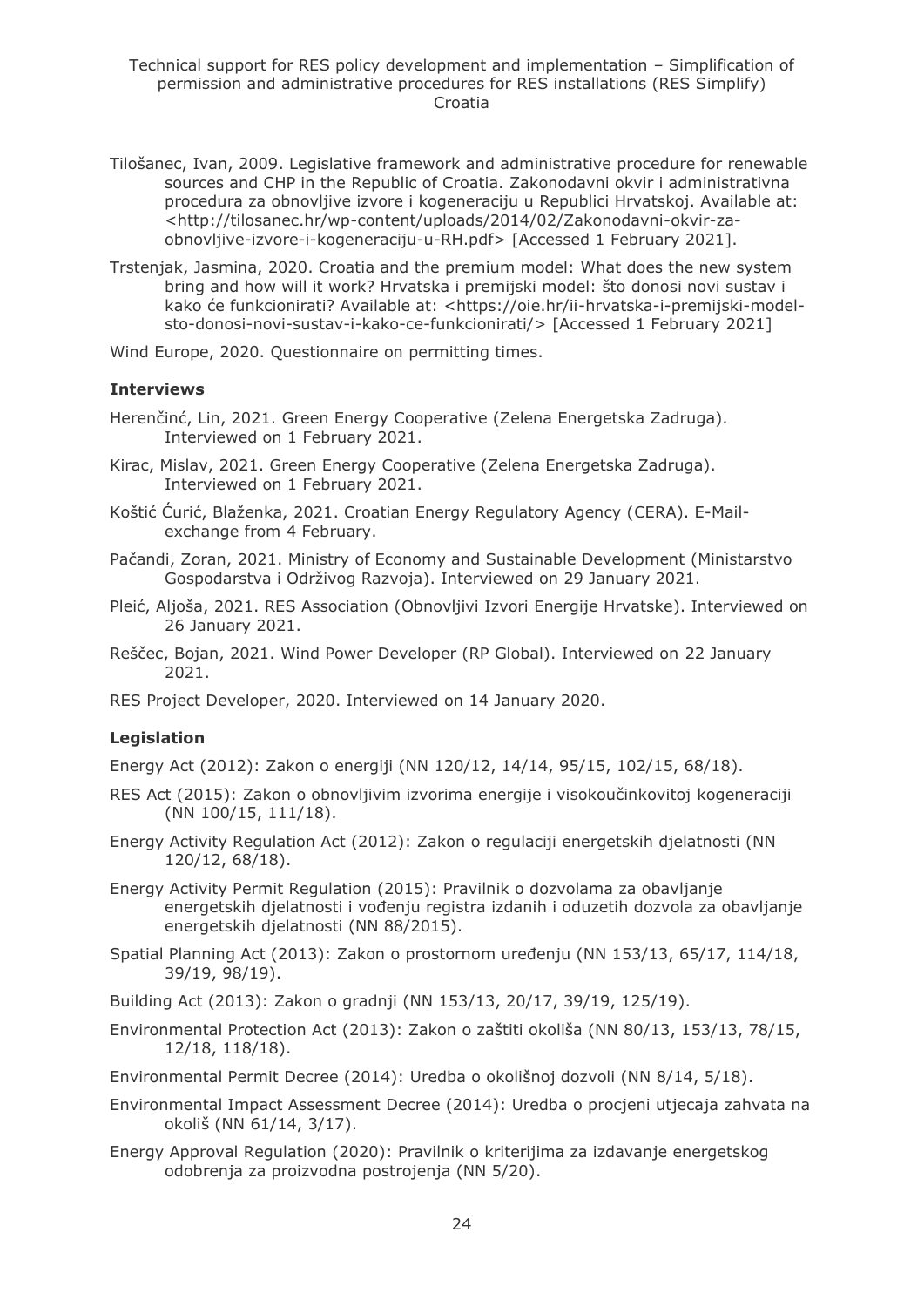Tilošanec, Ivan, 2009. Legislative framework and administrative procedure for renewable sources and CHP in the Republic of Croatia. Zakonodavni okvir i administrativna procedura za obnovljive izvore i kogeneraciju u Republici Hrvatskoj. Available at: <http://tilosanec.hr/wp-content/uploads/2014/02/Zakonodavni-okvir-za-obnovljive-izvore-i-kogeneraciju-u-RH.pdf> [Accessed 1 February 2021].

Trstenjak, Jasmina, 2020. Croatia and the premium model: What does the new system bring and how will it work? Hrvatska i premijski model: što donosi novi sustav i kako će funkcionirati? Available at: <https://oie.hr/ii-hrvatska-i-premijski-model-sto-donosi-novi-sustav-i-kako-ce-funkcionirati/> [Accessed 1 February 2021]

Wind Europe, 2020. Questionnaire on permitting times.

**Interviews**

Herenčinć, Lin, 2021. Green Energy Cooperative (Zelena Energetska Zadruga). Interviewed on 1 February 2021.

Kirac, Mislav, 2021. Green Energy Cooperative (Zelena Energetska Zadruga). Interviewed on 1 February 2021.

Koštić Ćurić, Blaženka, 2021. Croatian Energy Regulatory Agency (CERA). E-Mail-exchange from 4 February.

Pačandi, Zoran, 2021. Ministry of Economy and Sustainable Development (Ministarstvo Gospodarstva i Održivog Razvoja). Interviewed on 29 January 2021.

Pleić, Aljoša, 2021. RES Association (Obnovljivi Izvori Energije Hrvatske). Interviewed on 26 January 2021.

Reščec, Bojan, 2021. Wind Power Developer (RP Global). Interviewed on 22 January 2021.

RES Project Developer, 2020. Interviewed on 14 January 2020.

**Legislation**

Energy Act (2012): Zakon o energiji (NN 120/12, 14/14, 95/15, 102/15, 68/18).

RES Act (2015): Zakon o obnovljivim izvorima energije i visokoučinkovitoj kogeneraciji (NN 100/15, 111/18).

Energy Activity Regulation Act (2012): Zakon o regulaciji energetskih djelatnosti (NN 120/12, 68/18).

Energy Activity Permit Regulation (2015): Pravilnik o dozvolama za obavljanje energetskih djelatnosti i vođenju registra izdanih i oduzetih dozvola za obavljanje energetskih djelatnosti (NN 88/2015).

Spatial Planning Act (2013): Zakon o prostornom uređenju (NN 153/13, 65/17, 114/18, 39/19, 98/19).

Building Act (2013): Zakon o gradnji (NN 153/13, 20/17, 39/19, 125/19).

Environmental Protection Act (2013): Zakon o zaštiti okoliša (NN 80/13, 153/13, 78/15, 12/18, 118/18).

Environmental Permit Decree (2014): Uredba o okolišnoj dozvoli (NN 8/14, 5/18).

Environmental Impact Assessment Decree (2014): Uredba o procjeni utjecaja zahvata na okoliš (NN 61/14, 3/17).

Energy Approval Regulation (2020): Pravilnik o kriterijima za izdavanje energetskog odobrenja za proizvodna postrojenja (NN 5/20).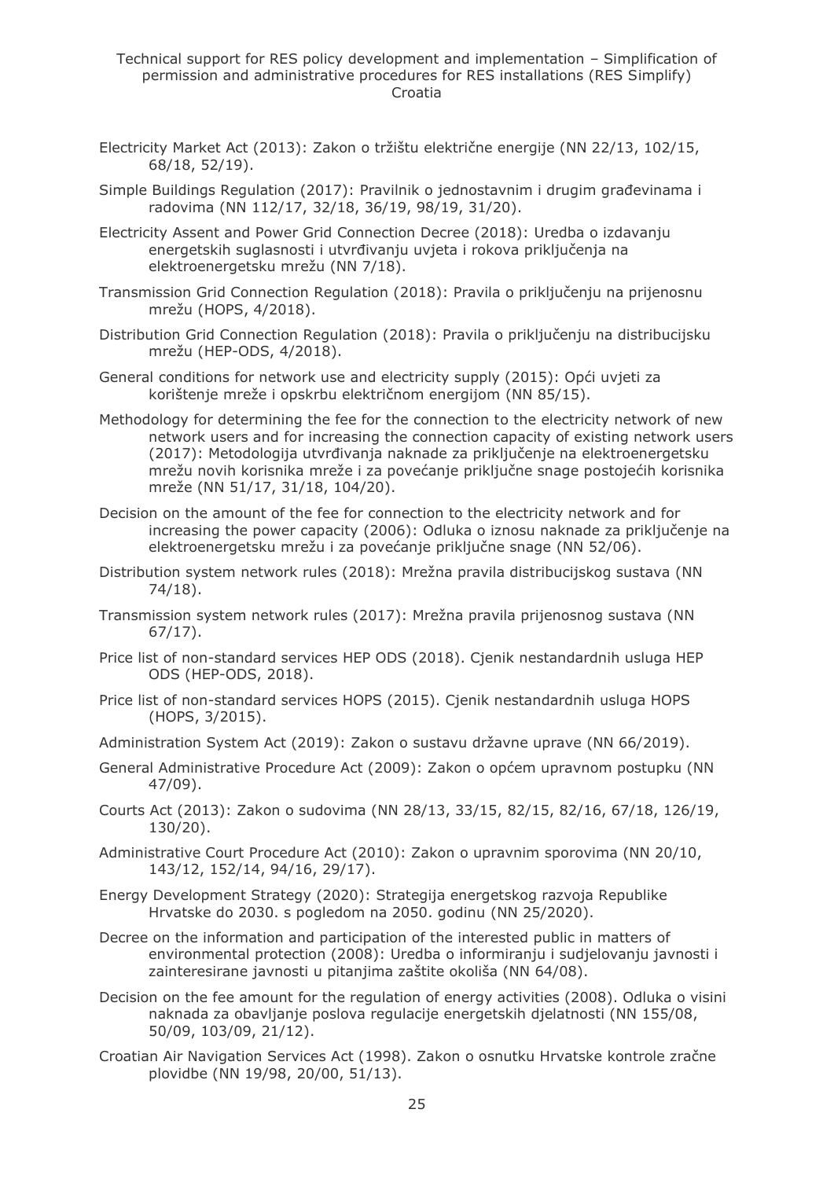Electricity Market Act (2013): Zakon o tržištu električne energije (NN 22/13, 102/15, 68/18, 52/19).

Simple Buildings Regulation (2017): Pravilnik o jednostavnim i drugim građevinama i radovima (NN 112/17, 32/18, 36/19, 98/19, 31/20).

Electricity Assent and Power Grid Connection Decree (2018): Uredba o izdavanju energetskih suglasnosti i utvrđivanju uvjeta i rokova priključenja na elektroenergetsku mrežu (NN 7/18).

Transmission Grid Connection Regulation (2018): Pravila o priključenju na prijenosnu mrežu (HOPS, 4/2018).

Distribution Grid Connection Regulation (2018): Pravila o priključenju na distribucijsku mrežu (HEP-ODS, 4/2018).

General conditions for network use and electricity supply (2015): Opći uvjeti za korištenje mreže i opskrbu električnom energijom (NN 85/15).

Methodology for determining the fee for the connection to the electricity network of new network users and for increasing the connection capacity of existing network users (2017): Metodologija utvrđivanja naknade za priključenje na elektroenergetsku mrežu novih korisnika mreže i za povećanje priključne snage postojećih korisnika mreže (NN 51/17, 31/18, 104/20).

Decision on the amount of the fee for connection to the electricity network and for increasing the power capacity (2006): Odluka o iznosu naknade za priključenje na elektroenergetsku mrežu i za povećanje priključne snage (NN 52/06).

Distribution system network rules (2018): Mrežna pravila distribucijskog sustava (NN 74/18).

Transmission system network rules (2017): Mrežna pravila prijenosnog sustava (NN 67/17).

Price list of non-standard services HEP ODS (2018). Cjenik nestandardnih usluga HEP ODS (HEP-ODS, 2018).

Price list of non-standard services HOPS (2015). Cjenik nestandardnih usluga HOPS (HOPS, 3/2015).

Administration System Act (2019): Zakon o sustavu državne uprave (NN 66/2019).

General Administrative Procedure Act (2009): Zakon o općem upravnom postupku (NN 47/09).

Courts Act (2013): Zakon o sudovima (NN 28/13, 33/15, 82/15, 82/16, 67/18, 126/19, 130/20).

Administrative Court Procedure Act (2010): Zakon o upravnim sporovima (NN 20/10, 143/12, 152/14, 94/16, 29/17).

Energy Development Strategy (2020): Strategija energetskog razvoja Republike Hrvatske do 2030. s pogledom na 2050. godinu (NN 25/2020).

Decree on the information and participation of the interested public in matters of environmental protection (2008): Uredba o informiranju i sudjelovanju javnosti i zainteresirane javnosti u pitanjima zaštite okoliša (NN 64/08).

Decision on the fee amount for the regulation of energy activities (2008). Odluka o visini naknada za obavljanje poslova regulacije energetskih djelatnosti (NN 155/08, 50/09, 103/09, 21/12).

Croatian Air Navigation Services Act (1998). Zakon o osnutku Hrvatske kontrole zračne plovidbe (NN 19/98, 20/00, 51/13).